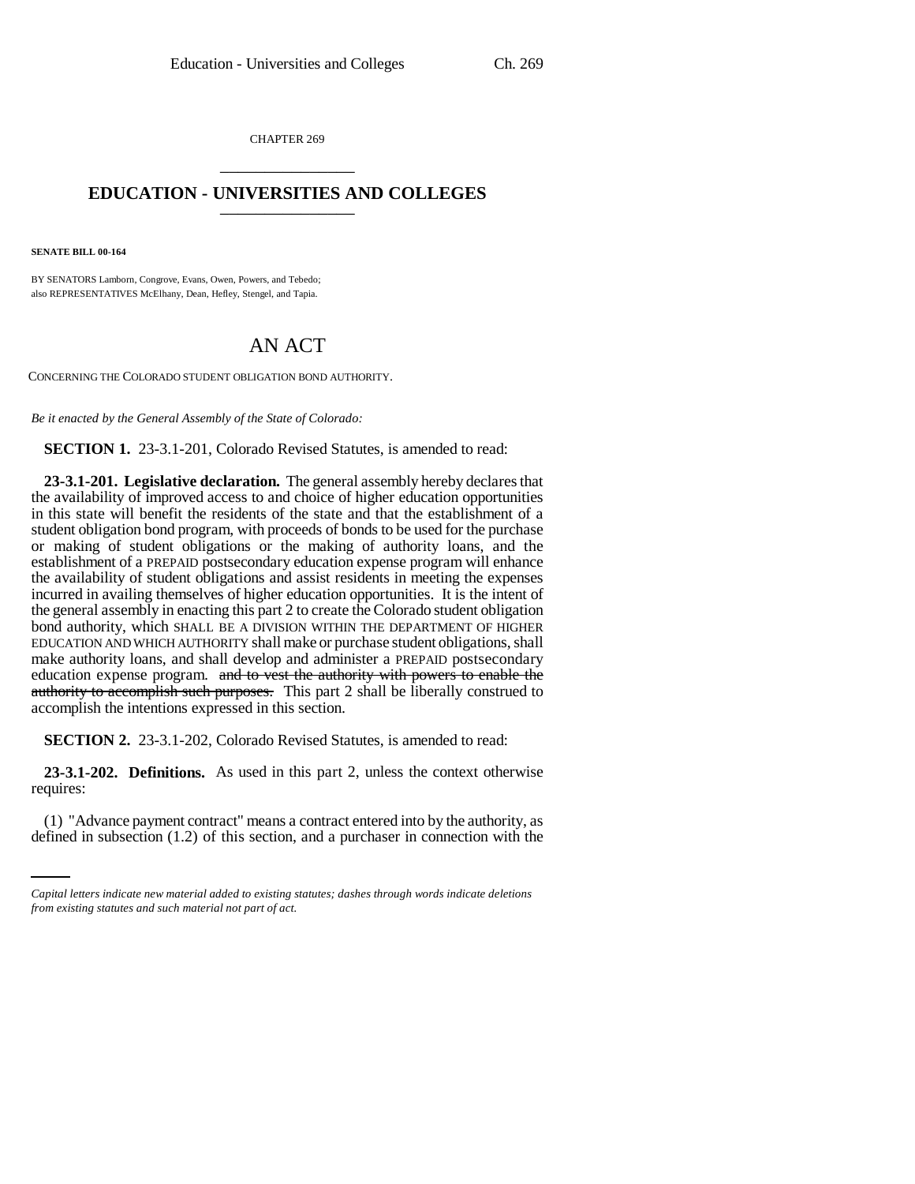CHAPTER 269

# EDUCATION - UNIVERSITIES AND COLLEGES

**SENATE BILL 00-164**

BY SENATORS Lamborn, Congrove, Evans, Owen, Powers, and Tebedo;
also REPRESENTATIVES McElhany, Dean, Hefley, Stengel, and Tapia.

## AN ACT

CONCERNING THE COLORADO STUDENT OBLIGATION BOND AUTHORITY.

*Be it enacted by the General Assembly of the State of Colorado:*

**SECTION 1.** 23-3.1-201, Colorado Revised Statutes, is amended to read:

**23-3.1-201. Legislative declaration.** The general assembly hereby declares that the availability of improved access to and choice of higher education opportunities in this state will benefit the residents of the state and that the establishment of a student obligation bond program, with proceeds of bonds to be used for the purchase or making of student obligations or the making of authority loans, and the establishment of a PREPAID postsecondary education expense program will enhance the availability of student obligations and assist residents in meeting the expenses incurred in availing themselves of higher education opportunities. It is the intent of the general assembly in enacting this part 2 to create the Colorado student obligation bond authority, which SHALL BE A DIVISION WITHIN THE DEPARTMENT OF HIGHER EDUCATION AND WHICH AUTHORITY shall make or purchase student obligations, shall make authority loans, and shall develop and administer a PREPAID postsecondary education expense program. ~~and to vest the authority with powers to enable the authority to accomplish such purposes.~~ This part 2 shall be liberally construed to accomplish the intentions expressed in this section.

**SECTION 2.** 23-3.1-202, Colorado Revised Statutes, is amended to read:

**23-3.1-202. Definitions.** As used in this part 2, unless the context otherwise requires:

(1) "Advance payment contract" means a contract entered into by the authority, as defined in subsection (1.2) of this section, and a purchaser in connection with the

*Capital letters indicate new material added to existing statutes; dashes through words indicate deletions from existing statutes and such material not part of act.*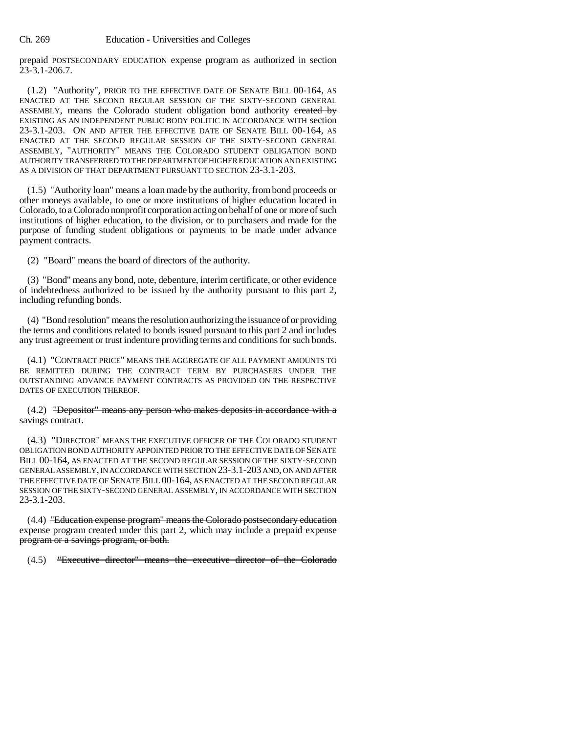prepaid POSTSECONDARY EDUCATION expense program as authorized in section 23-3.1-206.7.

(1.2) "Authority", PRIOR TO THE EFFECTIVE DATE OF SENATE BILL 00-164, AS ENACTED AT THE SECOND REGULAR SESSION OF THE SIXTY-SECOND GENERAL ASSEMBLY, means the Colorado student obligation bond authority ~~created by~~ EXISTING AS AN INDEPENDENT PUBLIC BODY POLITIC IN ACCORDANCE WITH section 23-3.1-203. ON AND AFTER THE EFFECTIVE DATE OF SENATE BILL 00-164, AS ENACTED AT THE SECOND REGULAR SESSION OF THE SIXTY-SECOND GENERAL ASSEMBLY, "AUTHORITY" MEANS THE COLORADO STUDENT OBLIGATION BOND AUTHORITY TRANSFERRED TO THE DEPARTMENT OF HIGHER EDUCATION AND EXISTING AS A DIVISION OF THAT DEPARTMENT PURSUANT TO SECTION 23-3.1-203.

(1.5) "Authority loan" means a loan made by the authority, from bond proceeds or other moneys available, to one or more institutions of higher education located in Colorado, to a Colorado nonprofit corporation acting on behalf of one or more of such institutions of higher education, to the division, or to purchasers and made for the purpose of funding student obligations or payments to be made under advance payment contracts.

(2) "Board" means the board of directors of the authority.

(3) "Bond" means any bond, note, debenture, interim certificate, or other evidence of indebtedness authorized to be issued by the authority pursuant to this part 2, including refunding bonds.

(4) "Bond resolution" means the resolution authorizing the issuance of or providing the terms and conditions related to bonds issued pursuant to this part 2 and includes any trust agreement or trust indenture providing terms and conditions for such bonds.

(4.1) "CONTRACT PRICE" MEANS THE AGGREGATE OF ALL PAYMENT AMOUNTS TO BE REMITTED DURING THE CONTRACT TERM BY PURCHASERS UNDER THE OUTSTANDING ADVANCE PAYMENT CONTRACTS AS PROVIDED ON THE RESPECTIVE DATES OF EXECUTION THEREOF.

(4.2) ~~"Depositor" means any person who makes deposits in accordance with a savings contract.~~

(4.3) "DIRECTOR" MEANS THE EXECUTIVE OFFICER OF THE COLORADO STUDENT OBLIGATION BOND AUTHORITY APPOINTED PRIOR TO THE EFFECTIVE DATE OF SENATE BILL 00-164, AS ENACTED AT THE SECOND REGULAR SESSION OF THE SIXTY-SECOND GENERAL ASSEMBLY, IN ACCORDANCE WITH SECTION 23-3.1-203 AND, ON AND AFTER THE EFFECTIVE DATE OF SENATE BILL 00-164, AS ENACTED AT THE SECOND REGULAR SESSION OF THE SIXTY-SECOND GENERAL ASSEMBLY, IN ACCORDANCE WITH SECTION 23-3.1-203.

(4.4) ~~"Education expense program" means the Colorado postsecondary education expense program created under this part 2, which may include a prepaid expense program or a savings program, or both.~~

(4.5) ~~"Executive director" means the executive director of the Colorado~~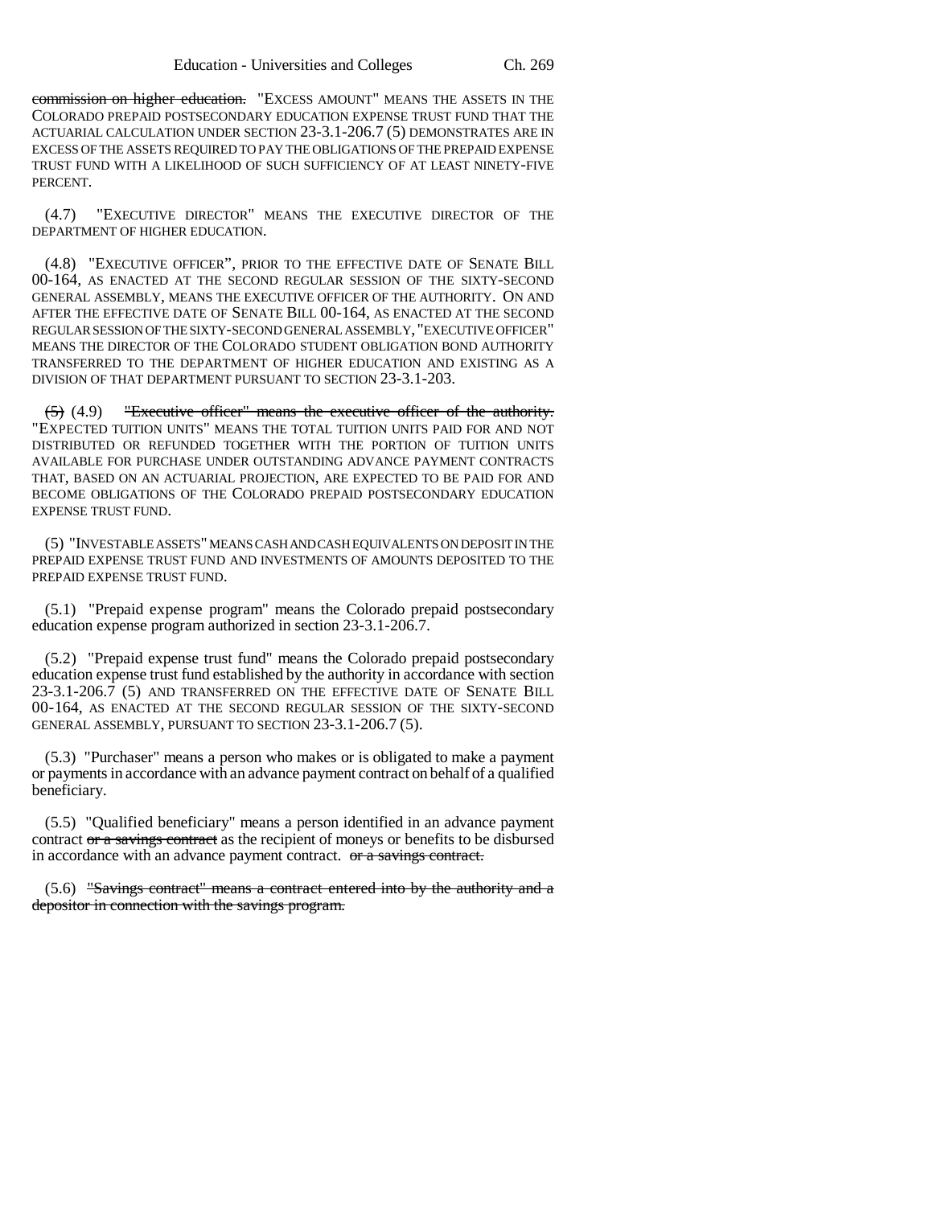commission on higher education. "EXCESS AMOUNT" MEANS THE ASSETS IN THE COLORADO PREPAID POSTSECONDARY EDUCATION EXPENSE TRUST FUND THAT THE ACTUARIAL CALCULATION UNDER SECTION 23-3.1-206.7 (5) DEMONSTRATES ARE IN EXCESS OF THE ASSETS REQUIRED TO PAY THE OBLIGATIONS OF THE PREPAID EXPENSE TRUST FUND WITH A LIKELIHOOD OF SUCH SUFFICIENCY OF AT LEAST NINETY-FIVE PERCENT.

(4.7) "EXECUTIVE DIRECTOR" MEANS THE EXECUTIVE DIRECTOR OF THE DEPARTMENT OF HIGHER EDUCATION.

(4.8) "EXECUTIVE OFFICER", PRIOR TO THE EFFECTIVE DATE OF SENATE BILL 00-164, AS ENACTED AT THE SECOND REGULAR SESSION OF THE SIXTY-SECOND GENERAL ASSEMBLY, MEANS THE EXECUTIVE OFFICER OF THE AUTHORITY. ON AND AFTER THE EFFECTIVE DATE OF SENATE BILL 00-164, AS ENACTED AT THE SECOND REGULAR SESSION OF THE SIXTY-SECOND GENERAL ASSEMBLY, "EXECUTIVE OFFICER" MEANS THE DIRECTOR OF THE COLORADO STUDENT OBLIGATION BOND AUTHORITY TRANSFERRED TO THE DEPARTMENT OF HIGHER EDUCATION AND EXISTING AS A DIVISION OF THAT DEPARTMENT PURSUANT TO SECTION 23-3.1-203.

~~(5)~~ (4.9) ~~"Executive officer" means the executive officer of the authority.~~ "EXPECTED TUITION UNITS" MEANS THE TOTAL TUITION UNITS PAID FOR AND NOT DISTRIBUTED OR REFUNDED TOGETHER WITH THE PORTION OF TUITION UNITS AVAILABLE FOR PURCHASE UNDER OUTSTANDING ADVANCE PAYMENT CONTRACTS THAT, BASED ON AN ACTUARIAL PROJECTION, ARE EXPECTED TO BE PAID FOR AND BECOME OBLIGATIONS OF THE COLORADO PREPAID POSTSECONDARY EDUCATION EXPENSE TRUST FUND.

(5) "INVESTABLE ASSETS" MEANS CASH AND CASH EQUIVALENTS ON DEPOSIT IN THE PREPAID EXPENSE TRUST FUND AND INVESTMENTS OF AMOUNTS DEPOSITED TO THE PREPAID EXPENSE TRUST FUND.

(5.1) "Prepaid expense program" means the Colorado prepaid postsecondary education expense program authorized in section 23-3.1-206.7.

(5.2) "Prepaid expense trust fund" means the Colorado prepaid postsecondary education expense trust fund established by the authority in accordance with section 23-3.1-206.7 (5) AND TRANSFERRED ON THE EFFECTIVE DATE OF SENATE BILL 00-164, AS ENACTED AT THE SECOND REGULAR SESSION OF THE SIXTY-SECOND GENERAL ASSEMBLY, PURSUANT TO SECTION 23-3.1-206.7 (5).

(5.3) "Purchaser" means a person who makes or is obligated to make a payment or payments in accordance with an advance payment contract on behalf of a qualified beneficiary.

(5.5) "Qualified beneficiary" means a person identified in an advance payment contract ~~or a savings contract~~ as the recipient of moneys or benefits to be disbursed in accordance with an advance payment contract. ~~or a savings contract.~~

(5.6) ~~"Savings contract" means a contract entered into by the authority and a depositor in connection with the savings program.~~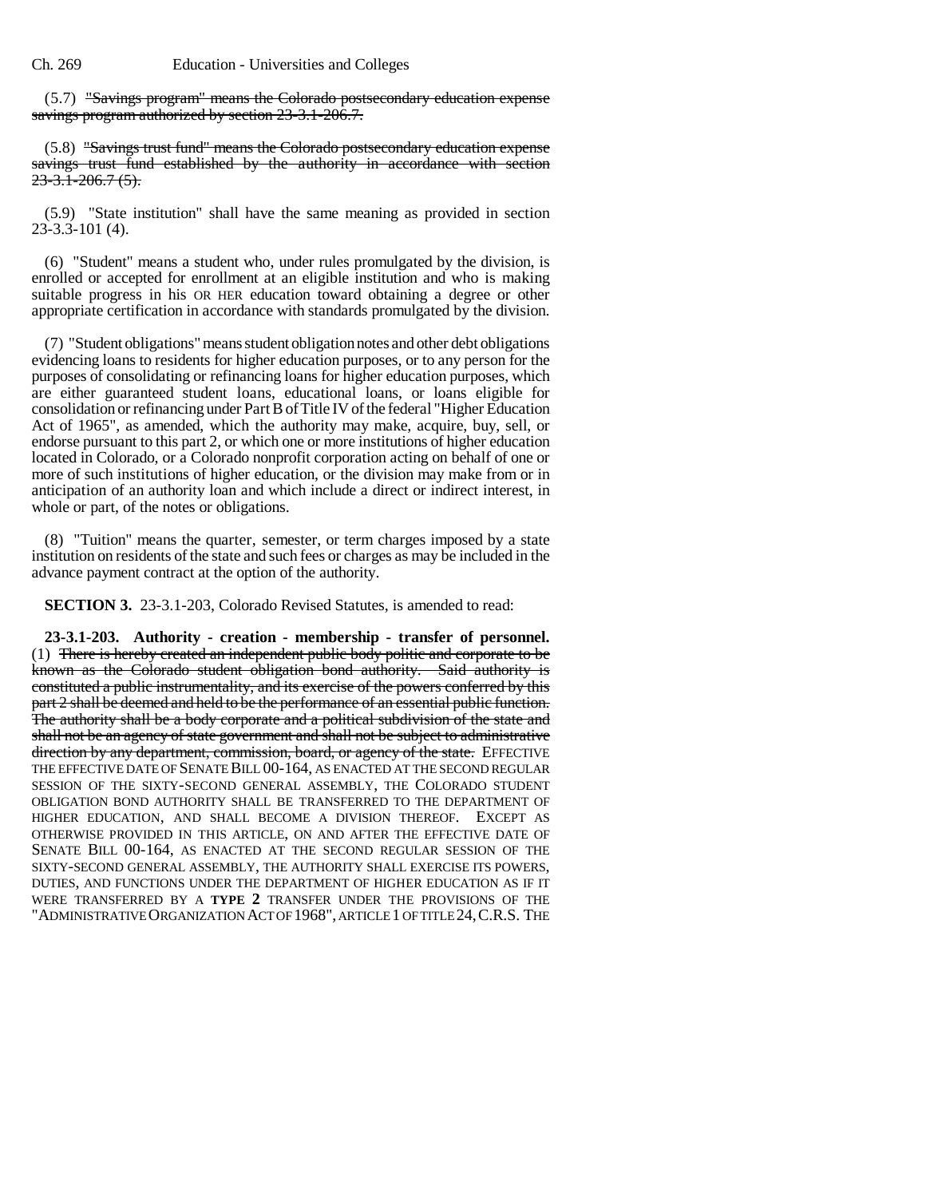(5.7) ~~"Savings program" means the Colorado postsecondary education expense savings program authorized by section 23-3.1-206.7.~~

(5.8) ~~"Savings trust fund" means the Colorado postsecondary education expense savings trust fund established by the authority in accordance with section 23-3.1-206.7 (5).~~

(5.9) "State institution" shall have the same meaning as provided in section 23-3.3-101 (4).

(6) "Student" means a student who, under rules promulgated by the division, is enrolled or accepted for enrollment at an eligible institution and who is making suitable progress in his OR HER education toward obtaining a degree or other appropriate certification in accordance with standards promulgated by the division.

(7) "Student obligations" means student obligation notes and other debt obligations evidencing loans to residents for higher education purposes, or to any person for the purposes of consolidating or refinancing loans for higher education purposes, which are either guaranteed student loans, educational loans, or loans eligible for consolidation or refinancing under Part B of Title IV of the federal "Higher Education Act of 1965", as amended, which the authority may make, acquire, buy, sell, or endorse pursuant to this part 2, or which one or more institutions of higher education located in Colorado, or a Colorado nonprofit corporation acting on behalf of one or more of such institutions of higher education, or the division may make from or in anticipation of an authority loan and which include a direct or indirect interest, in whole or part, of the notes or obligations.

(8) "Tuition" means the quarter, semester, or term charges imposed by a state institution on residents of the state and such fees or charges as may be included in the advance payment contract at the option of the authority.

**SECTION 3.** 23-3.1-203, Colorado Revised Statutes, is amended to read:

**23-3.1-203. Authority - creation - membership - transfer of personnel.** (1) ~~There is hereby created an independent public body politic and corporate to be known as the Colorado student obligation bond authority. Said authority is constituted a public instrumentality, and its exercise of the powers conferred by this part 2 shall be deemed and held to be the performance of an essential public function. The authority shall be a body corporate and a political subdivision of the state and shall not be an agency of state government and shall not be subject to administrative direction by any department, commission, board, or agency of the state.~~ EFFECTIVE THE EFFECTIVE DATE OF SENATE BILL 00-164, AS ENACTED AT THE SECOND REGULAR SESSION OF THE SIXTY-SECOND GENERAL ASSEMBLY, THE COLORADO STUDENT OBLIGATION BOND AUTHORITY SHALL BE TRANSFERRED TO THE DEPARTMENT OF HIGHER EDUCATION, AND SHALL BECOME A DIVISION THEREOF. EXCEPT AS OTHERWISE PROVIDED IN THIS ARTICLE, ON AND AFTER THE EFFECTIVE DATE OF SENATE BILL 00-164, AS ENACTED AT THE SECOND REGULAR SESSION OF THE SIXTY-SECOND GENERAL ASSEMBLY, THE AUTHORITY SHALL EXERCISE ITS POWERS, DUTIES, AND FUNCTIONS UNDER THE DEPARTMENT OF HIGHER EDUCATION AS IF IT WERE TRANSFERRED BY A **TYPE 2** TRANSFER UNDER THE PROVISIONS OF THE "ADMINISTRATIVE ORGANIZATION ACT OF 1968", ARTICLE 1 OF TITLE 24, C.R.S. THE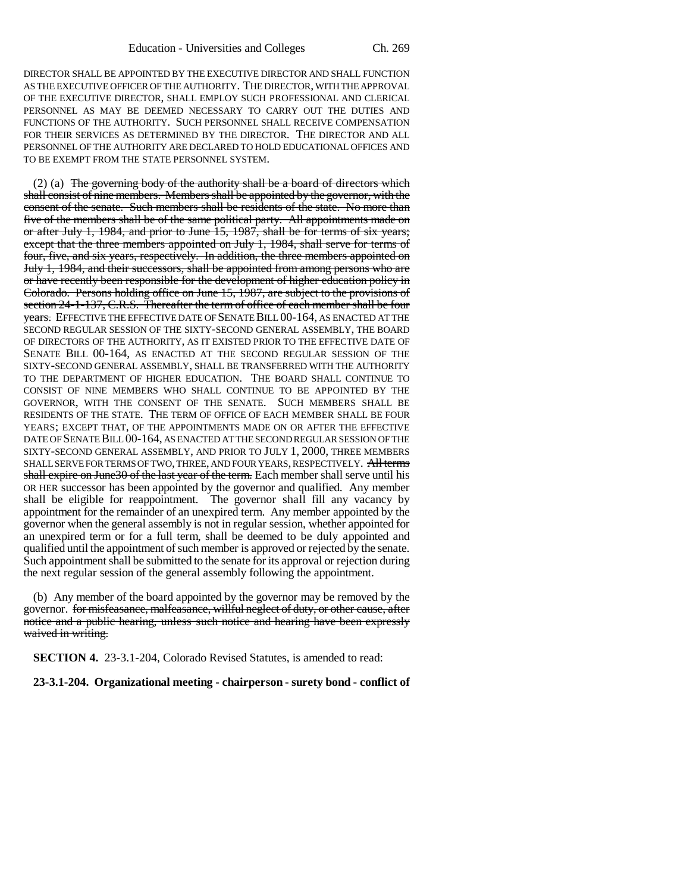DIRECTOR SHALL BE APPOINTED BY THE EXECUTIVE DIRECTOR AND SHALL FUNCTION AS THE EXECUTIVE OFFICER OF THE AUTHORITY. THE DIRECTOR, WITH THE APPROVAL OF THE EXECUTIVE DIRECTOR, SHALL EMPLOY SUCH PROFESSIONAL AND CLERICAL PERSONNEL AS MAY BE DEEMED NECESSARY TO CARRY OUT THE DUTIES AND FUNCTIONS OF THE AUTHORITY. SUCH PERSONNEL SHALL RECEIVE COMPENSATION FOR THEIR SERVICES AS DETERMINED BY THE DIRECTOR. THE DIRECTOR AND ALL PERSONNEL OF THE AUTHORITY ARE DECLARED TO HOLD EDUCATIONAL OFFICES AND TO BE EXEMPT FROM THE STATE PERSONNEL SYSTEM.

(2) (a) ~~The governing body of the authority shall be a board of directors which shall consist of nine members. Members shall be appointed by the governor, with the consent of the senate. Such members shall be residents of the state. No more than five of the members shall be of the same political party. All appointments made on or after July 1, 1984, and prior to June 15, 1987, shall be for terms of six years; except that the three members appointed on July 1, 1984, shall serve for terms of four, five, and six years, respectively. In addition, the three members appointed on July 1, 1984, and their successors, shall be appointed from among persons who are or have recently been responsible for the development of higher education policy in Colorado. Persons holding office on June 15, 1987, are subject to the provisions of section 24-1-137, C.R.S. Thereafter the term of office of each member shall be four years.~~ EFFECTIVE THE EFFECTIVE DATE OF SENATE BILL 00-164, AS ENACTED AT THE SECOND REGULAR SESSION OF THE SIXTY-SECOND GENERAL ASSEMBLY, THE BOARD OF DIRECTORS OF THE AUTHORITY, AS IT EXISTED PRIOR TO THE EFFECTIVE DATE OF SENATE BILL 00-164, AS ENACTED AT THE SECOND REGULAR SESSION OF THE SIXTY-SECOND GENERAL ASSEMBLY, SHALL BE TRANSFERRED WITH THE AUTHORITY TO THE DEPARTMENT OF HIGHER EDUCATION. THE BOARD SHALL CONTINUE TO CONSIST OF NINE MEMBERS WHO SHALL CONTINUE TO BE APPOINTED BY THE GOVERNOR, WITH THE CONSENT OF THE SENATE. SUCH MEMBERS SHALL BE RESIDENTS OF THE STATE. THE TERM OF OFFICE OF EACH MEMBER SHALL BE FOUR YEARS; EXCEPT THAT, OF THE APPOINTMENTS MADE ON OR AFTER THE EFFECTIVE DATE OF SENATE BILL 00-164, AS ENACTED AT THE SECOND REGULAR SESSION OF THE SIXTY-SECOND GENERAL ASSEMBLY, AND PRIOR TO JULY 1, 2000, THREE MEMBERS SHALL SERVE FOR TERMS OF TWO, THREE, AND FOUR YEARS, RESPECTIVELY. ~~All terms shall expire on June30 of the last year of the term.~~ Each member shall serve until his OR HER successor has been appointed by the governor and qualified. Any member shall be eligible for reappointment. The governor shall fill any vacancy by appointment for the remainder of an unexpired term. Any member appointed by the governor when the general assembly is not in regular session, whether appointed for an unexpired term or for a full term, shall be deemed to be duly appointed and qualified until the appointment of such member is approved or rejected by the senate. Such appointment shall be submitted to the senate for its approval or rejection during the next regular session of the general assembly following the appointment.

(b) Any member of the board appointed by the governor may be removed by the governor. ~~for misfeasance, malfeasance, willful neglect of duty, or other cause, after notice and a public hearing, unless such notice and hearing have been expressly waived in writing.~~

**SECTION 4.** 23-3.1-204, Colorado Revised Statutes, is amended to read:

**23-3.1-204. Organizational meeting - chairperson - surety bond - conflict of**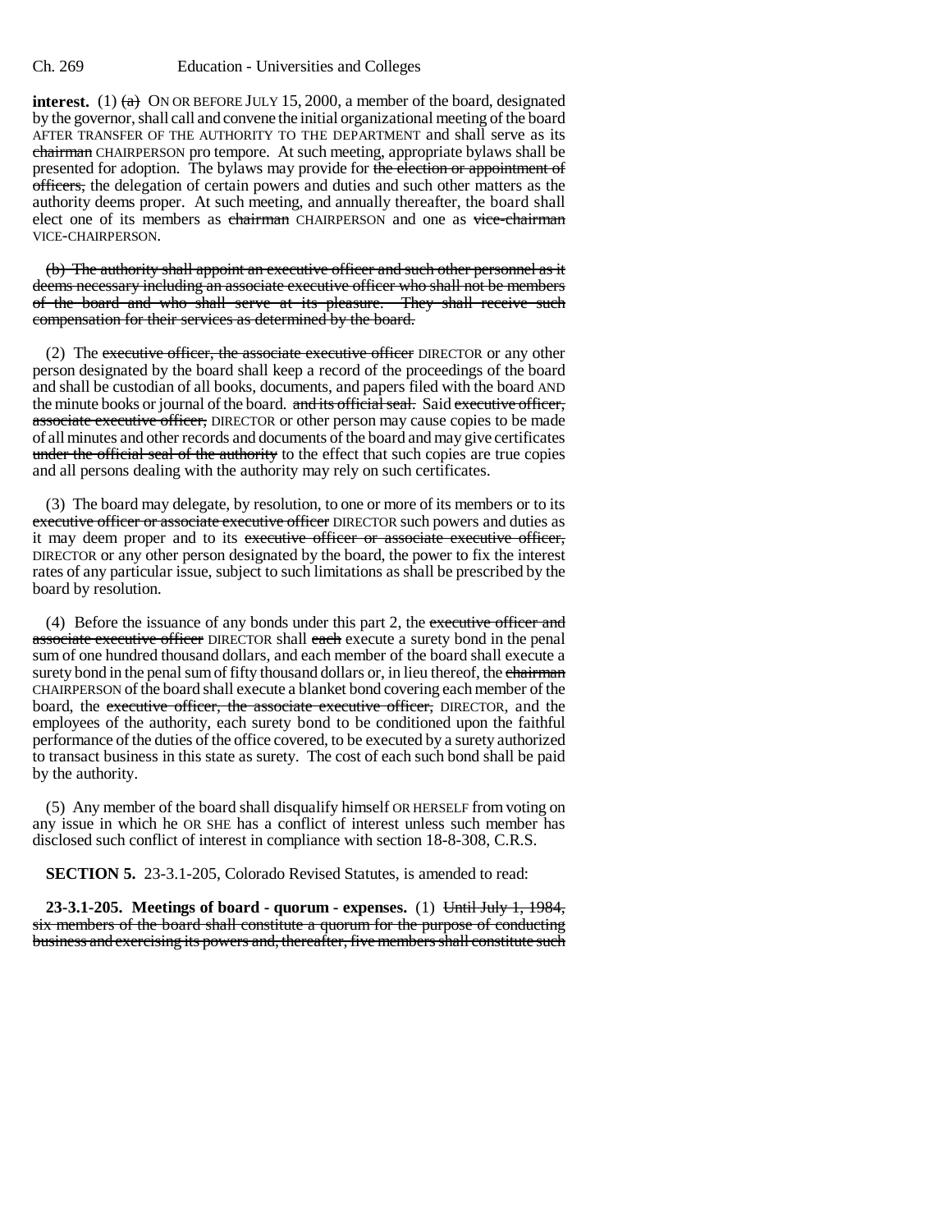**interest.** (1) ~~(a)~~ ON OR BEFORE JULY 15, 2000, a member of the board, designated by the governor, shall call and convene the initial organizational meeting of the board AFTER TRANSFER OF THE AUTHORITY TO THE DEPARTMENT and shall serve as its ~~chairman~~ CHAIRPERSON pro tempore. At such meeting, appropriate bylaws shall be presented for adoption. The bylaws may provide for ~~the election or appointment of officers,~~ the delegation of certain powers and duties and such other matters as the authority deems proper. At such meeting, and annually thereafter, the board shall elect one of its members as ~~chairman~~ CHAIRPERSON and one as ~~vice-chairman~~ VICE-CHAIRPERSON.

~~(b) The authority shall appoint an executive officer and such other personnel as it deems necessary including an associate executive officer who shall not be members of the board and who shall serve at its pleasure. They shall receive such compensation for their services as determined by the board.~~

(2) The ~~executive officer, the associate executive officer~~ DIRECTOR or any other person designated by the board shall keep a record of the proceedings of the board and shall be custodian of all books, documents, and papers filed with the board AND the minute books or journal of the board. ~~and its official seal.~~ Said ~~executive officer, associate executive officer,~~ DIRECTOR or other person may cause copies to be made of all minutes and other records and documents of the board and may give certificates ~~under the official seal of the authority~~ to the effect that such copies are true copies and all persons dealing with the authority may rely on such certificates.

(3) The board may delegate, by resolution, to one or more of its members or to its ~~executive officer or associate executive officer~~ DIRECTOR such powers and duties as it may deem proper and to its ~~executive officer or associate executive officer,~~ DIRECTOR or any other person designated by the board, the power to fix the interest rates of any particular issue, subject to such limitations as shall be prescribed by the board by resolution.

(4) Before the issuance of any bonds under this part 2, the ~~executive officer and associate executive officer~~ DIRECTOR shall ~~each~~ execute a surety bond in the penal sum of one hundred thousand dollars, and each member of the board shall execute a surety bond in the penal sum of fifty thousand dollars or, in lieu thereof, the ~~chairman~~ CHAIRPERSON of the board shall execute a blanket bond covering each member of the board, the ~~executive officer, the associate executive officer,~~ DIRECTOR, and the employees of the authority, each surety bond to be conditioned upon the faithful performance of the duties of the office covered, to be executed by a surety authorized to transact business in this state as surety. The cost of each such bond shall be paid by the authority.

(5) Any member of the board shall disqualify himself OR HERSELF from voting on any issue in which he OR SHE has a conflict of interest unless such member has disclosed such conflict of interest in compliance with section 18-8-308, C.R.S.

**SECTION 5.** 23-3.1-205, Colorado Revised Statutes, is amended to read:

**23-3.1-205. Meetings of board - quorum - expenses.** (1) ~~Until July 1, 1984, six members of the board shall constitute a quorum for the purpose of conducting business and exercising its powers and, thereafter, five members shall constitute such~~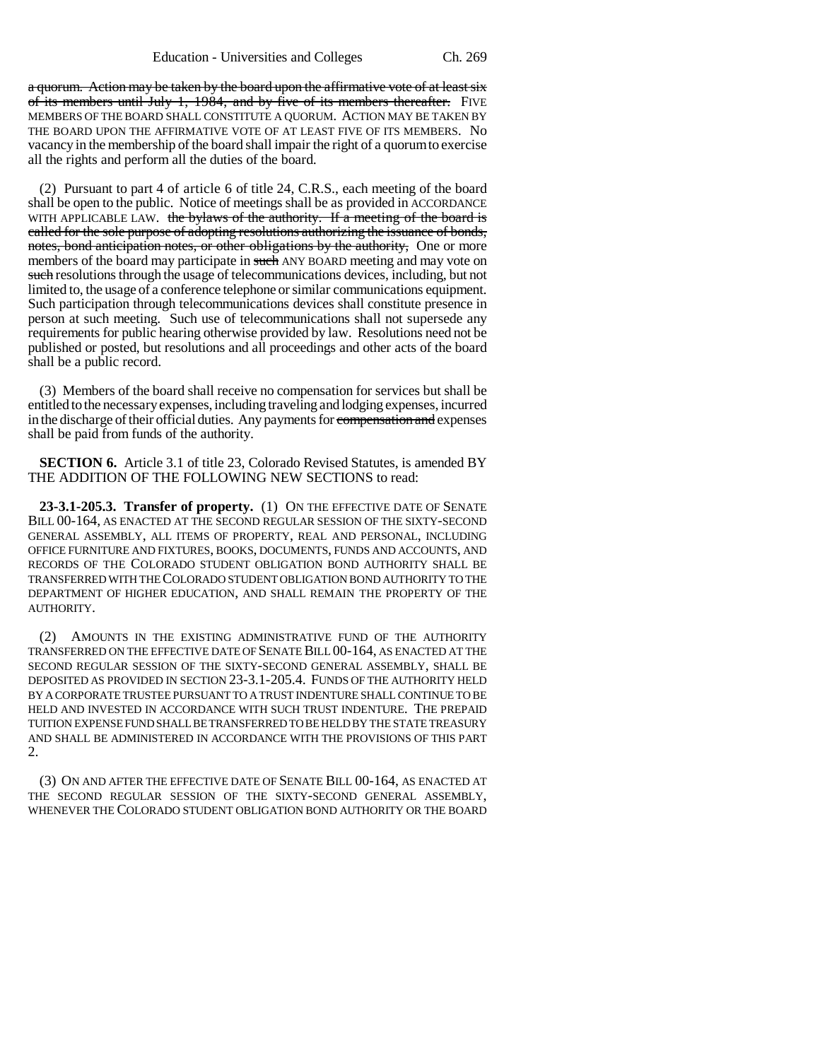a quorum. Action may be taken by the board upon the affirmative vote of at least six of its members until July 1, 1984, and by five of its members thereafter. FIVE MEMBERS OF THE BOARD SHALL CONSTITUTE A QUORUM. ACTION MAY BE TAKEN BY THE BOARD UPON THE AFFIRMATIVE VOTE OF AT LEAST FIVE OF ITS MEMBERS. No vacancy in the membership of the board shall impair the right of a quorum to exercise all the rights and perform all the duties of the board.

(2) Pursuant to part 4 of article 6 of title 24, C.R.S., each meeting of the board shall be open to the public. Notice of meetings shall be as provided in ACCORDANCE WITH APPLICABLE LAW. the bylaws of the authority. If a meeting of the board is called for the sole purpose of adopting resolutions authorizing the issuance of bonds, notes, bond anticipation notes, or other obligations by the authority, One or more members of the board may participate in such ANY BOARD meeting and may vote on such resolutions through the usage of telecommunications devices, including, but not limited to, the usage of a conference telephone or similar communications equipment. Such participation through telecommunications devices shall constitute presence in person at such meeting. Such use of telecommunications shall not supersede any requirements for public hearing otherwise provided by law. Resolutions need not be published or posted, but resolutions and all proceedings and other acts of the board shall be a public record.

(3) Members of the board shall receive no compensation for services but shall be entitled to the necessary expenses, including traveling and lodging expenses, incurred in the discharge of their official duties. Any payments for compensation and expenses shall be paid from funds of the authority.

**SECTION 6.** Article 3.1 of title 23, Colorado Revised Statutes, is amended BY THE ADDITION OF THE FOLLOWING NEW SECTIONS to read:

**23-3.1-205.3. Transfer of property.** (1) ON THE EFFECTIVE DATE OF SENATE BILL 00-164, AS ENACTED AT THE SECOND REGULAR SESSION OF THE SIXTY-SECOND GENERAL ASSEMBLY, ALL ITEMS OF PROPERTY, REAL AND PERSONAL, INCLUDING OFFICE FURNITURE AND FIXTURES, BOOKS, DOCUMENTS, FUNDS AND ACCOUNTS, AND RECORDS OF THE COLORADO STUDENT OBLIGATION BOND AUTHORITY SHALL BE TRANSFERRED WITH THE COLORADO STUDENT OBLIGATION BOND AUTHORITY TO THE DEPARTMENT OF HIGHER EDUCATION, AND SHALL REMAIN THE PROPERTY OF THE AUTHORITY.

(2) AMOUNTS IN THE EXISTING ADMINISTRATIVE FUND OF THE AUTHORITY TRANSFERRED ON THE EFFECTIVE DATE OF SENATE BILL 00-164, AS ENACTED AT THE SECOND REGULAR SESSION OF THE SIXTY-SECOND GENERAL ASSEMBLY, SHALL BE DEPOSITED AS PROVIDED IN SECTION 23-3.1-205.4. FUNDS OF THE AUTHORITY HELD BY A CORPORATE TRUSTEE PURSUANT TO A TRUST INDENTURE SHALL CONTINUE TO BE HELD AND INVESTED IN ACCORDANCE WITH SUCH TRUST INDENTURE. THE PREPAID TUITION EXPENSE FUND SHALL BE TRANSFERRED TO BE HELD BY THE STATE TREASURY AND SHALL BE ADMINISTERED IN ACCORDANCE WITH THE PROVISIONS OF THIS PART 2.

(3) ON AND AFTER THE EFFECTIVE DATE OF SENATE BILL 00-164, AS ENACTED AT THE SECOND REGULAR SESSION OF THE SIXTY-SECOND GENERAL ASSEMBLY, WHENEVER THE COLORADO STUDENT OBLIGATION BOND AUTHORITY OR THE BOARD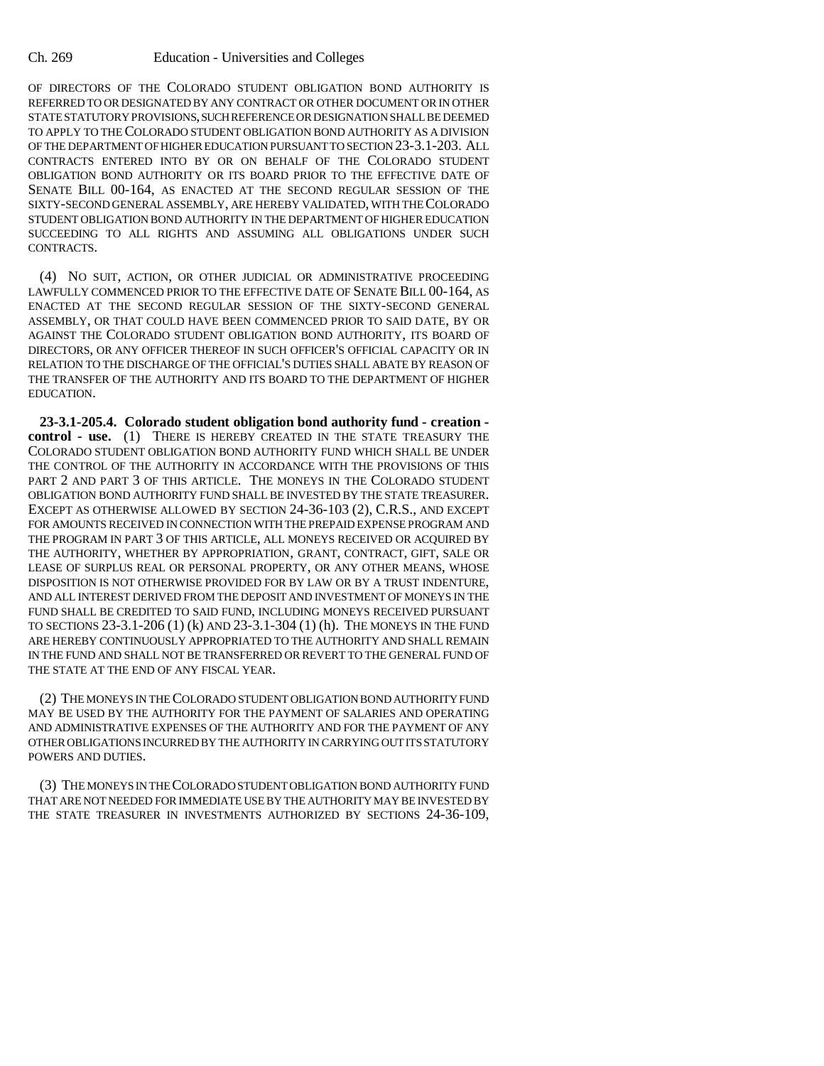OF DIRECTORS OF THE COLORADO STUDENT OBLIGATION BOND AUTHORITY IS REFERRED TO OR DESIGNATED BY ANY CONTRACT OR OTHER DOCUMENT OR IN OTHER STATE STATUTORY PROVISIONS, SUCH REFERENCE OR DESIGNATION SHALL BE DEEMED TO APPLY TO THE COLORADO STUDENT OBLIGATION BOND AUTHORITY AS A DIVISION OF THE DEPARTMENT OF HIGHER EDUCATION PURSUANT TO SECTION 23-3.1-203. ALL CONTRACTS ENTERED INTO BY OR ON BEHALF OF THE COLORADO STUDENT OBLIGATION BOND AUTHORITY OR ITS BOARD PRIOR TO THE EFFECTIVE DATE OF SENATE BILL 00-164, AS ENACTED AT THE SECOND REGULAR SESSION OF THE SIXTY-SECOND GENERAL ASSEMBLY, ARE HEREBY VALIDATED, WITH THE COLORADO STUDENT OBLIGATION BOND AUTHORITY IN THE DEPARTMENT OF HIGHER EDUCATION SUCCEEDING TO ALL RIGHTS AND ASSUMING ALL OBLIGATIONS UNDER SUCH CONTRACTS.

(4) NO SUIT, ACTION, OR OTHER JUDICIAL OR ADMINISTRATIVE PROCEEDING LAWFULLY COMMENCED PRIOR TO THE EFFECTIVE DATE OF SENATE BILL 00-164, AS ENACTED AT THE SECOND REGULAR SESSION OF THE SIXTY-SECOND GENERAL ASSEMBLY, OR THAT COULD HAVE BEEN COMMENCED PRIOR TO SAID DATE, BY OR AGAINST THE COLORADO STUDENT OBLIGATION BOND AUTHORITY, ITS BOARD OF DIRECTORS, OR ANY OFFICER THEREOF IN SUCH OFFICER'S OFFICIAL CAPACITY OR IN RELATION TO THE DISCHARGE OF THE OFFICIAL'S DUTIES SHALL ABATE BY REASON OF THE TRANSFER OF THE AUTHORITY AND ITS BOARD TO THE DEPARTMENT OF HIGHER EDUCATION.

**23-3.1-205.4. Colorado student obligation bond authority fund - creation - control - use.** (1) THERE IS HEREBY CREATED IN THE STATE TREASURY THE COLORADO STUDENT OBLIGATION BOND AUTHORITY FUND WHICH SHALL BE UNDER THE CONTROL OF THE AUTHORITY IN ACCORDANCE WITH THE PROVISIONS OF THIS PART 2 AND PART 3 OF THIS ARTICLE. THE MONEYS IN THE COLORADO STUDENT OBLIGATION BOND AUTHORITY FUND SHALL BE INVESTED BY THE STATE TREASURER. EXCEPT AS OTHERWISE ALLOWED BY SECTION 24-36-103 (2), C.R.S., AND EXCEPT FOR AMOUNTS RECEIVED IN CONNECTION WITH THE PREPAID EXPENSE PROGRAM AND THE PROGRAM IN PART 3 OF THIS ARTICLE, ALL MONEYS RECEIVED OR ACQUIRED BY THE AUTHORITY, WHETHER BY APPROPRIATION, GRANT, CONTRACT, GIFT, SALE OR LEASE OF SURPLUS REAL OR PERSONAL PROPERTY, OR ANY OTHER MEANS, WHOSE DISPOSITION IS NOT OTHERWISE PROVIDED FOR BY LAW OR BY A TRUST INDENTURE, AND ALL INTEREST DERIVED FROM THE DEPOSIT AND INVESTMENT OF MONEYS IN THE FUND SHALL BE CREDITED TO SAID FUND, INCLUDING MONEYS RECEIVED PURSUANT TO SECTIONS 23-3.1-206 (1) (k) AND 23-3.1-304 (1) (h). THE MONEYS IN THE FUND ARE HEREBY CONTINUOUSLY APPROPRIATED TO THE AUTHORITY AND SHALL REMAIN IN THE FUND AND SHALL NOT BE TRANSFERRED OR REVERT TO THE GENERAL FUND OF THE STATE AT THE END OF ANY FISCAL YEAR.

(2) THE MONEYS IN THE COLORADO STUDENT OBLIGATION BOND AUTHORITY FUND MAY BE USED BY THE AUTHORITY FOR THE PAYMENT OF SALARIES AND OPERATING AND ADMINISTRATIVE EXPENSES OF THE AUTHORITY AND FOR THE PAYMENT OF ANY OTHER OBLIGATIONS INCURRED BY THE AUTHORITY IN CARRYING OUT ITS STATUTORY POWERS AND DUTIES.

(3) THE MONEYS IN THE COLORADO STUDENT OBLIGATION BOND AUTHORITY FUND THAT ARE NOT NEEDED FOR IMMEDIATE USE BY THE AUTHORITY MAY BE INVESTED BY THE STATE TREASURER IN INVESTMENTS AUTHORIZED BY SECTIONS 24-36-109,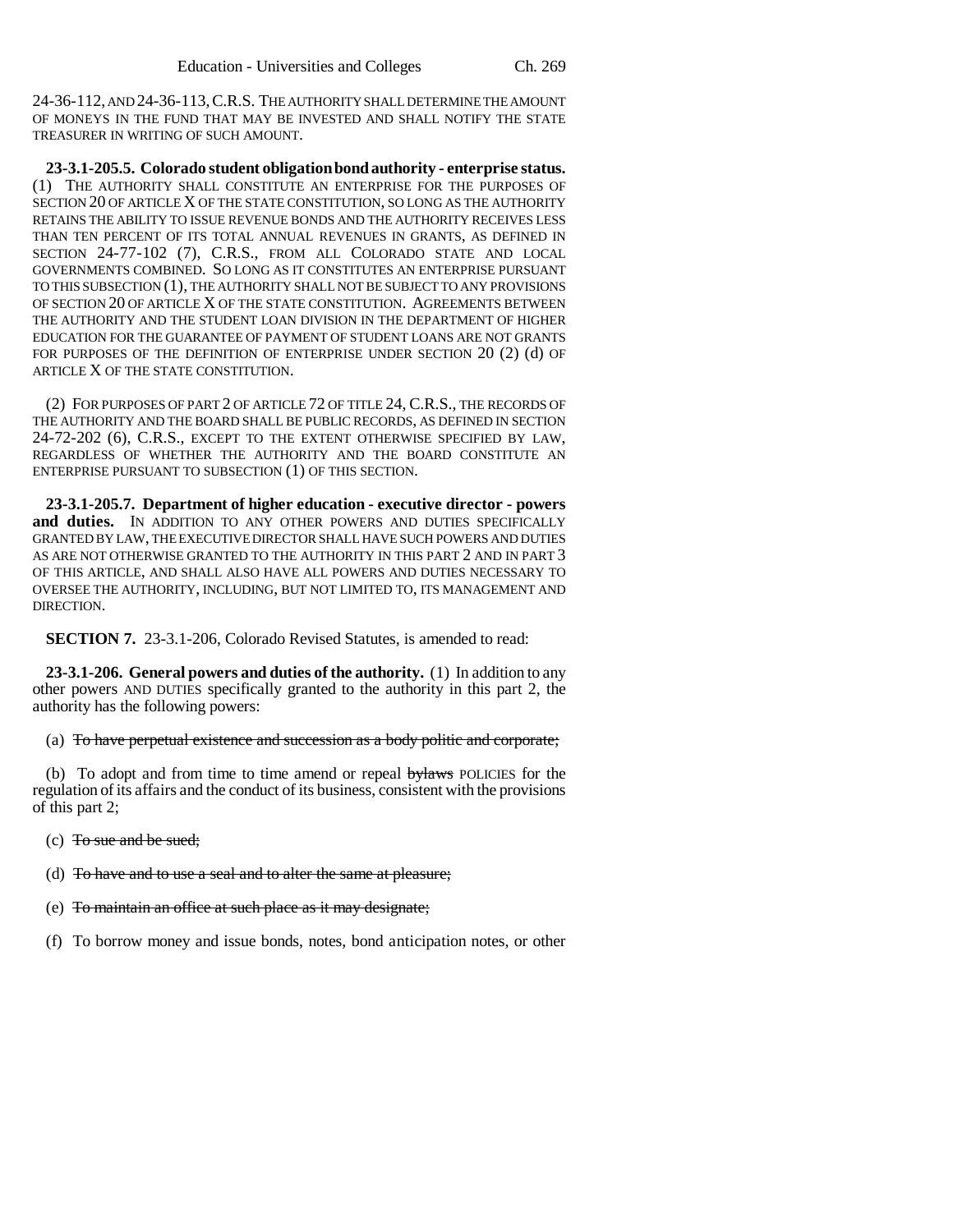24-36-112, AND 24-36-113, C.R.S. THE AUTHORITY SHALL DETERMINE THE AMOUNT OF MONEYS IN THE FUND THAT MAY BE INVESTED AND SHALL NOTIFY THE STATE TREASURER IN WRITING OF SUCH AMOUNT.

**23-3.1-205.5. Colorado student obligation bond authority - enterprise status.** (1) THE AUTHORITY SHALL CONSTITUTE AN ENTERPRISE FOR THE PURPOSES OF SECTION 20 OF ARTICLE X OF THE STATE CONSTITUTION, SO LONG AS THE AUTHORITY RETAINS THE ABILITY TO ISSUE REVENUE BONDS AND THE AUTHORITY RECEIVES LESS THAN TEN PERCENT OF ITS TOTAL ANNUAL REVENUES IN GRANTS, AS DEFINED IN SECTION 24-77-102 (7), C.R.S., FROM ALL COLORADO STATE AND LOCAL GOVERNMENTS COMBINED. SO LONG AS IT CONSTITUTES AN ENTERPRISE PURSUANT TO THIS SUBSECTION (1), THE AUTHORITY SHALL NOT BE SUBJECT TO ANY PROVISIONS OF SECTION 20 OF ARTICLE X OF THE STATE CONSTITUTION. AGREEMENTS BETWEEN THE AUTHORITY AND THE STUDENT LOAN DIVISION IN THE DEPARTMENT OF HIGHER EDUCATION FOR THE GUARANTEE OF PAYMENT OF STUDENT LOANS ARE NOT GRANTS FOR PURPOSES OF THE DEFINITION OF ENTERPRISE UNDER SECTION 20 (2) (d) OF ARTICLE X OF THE STATE CONSTITUTION.

(2) FOR PURPOSES OF PART 2 OF ARTICLE 72 OF TITLE 24, C.R.S., THE RECORDS OF THE AUTHORITY AND THE BOARD SHALL BE PUBLIC RECORDS, AS DEFINED IN SECTION 24-72-202 (6), C.R.S., EXCEPT TO THE EXTENT OTHERWISE SPECIFIED BY LAW, REGARDLESS OF WHETHER THE AUTHORITY AND THE BOARD CONSTITUTE AN ENTERPRISE PURSUANT TO SUBSECTION (1) OF THIS SECTION.

**23-3.1-205.7. Department of higher education - executive director - powers and duties.** IN ADDITION TO ANY OTHER POWERS AND DUTIES SPECIFICALLY GRANTED BY LAW, THE EXECUTIVE DIRECTOR SHALL HAVE SUCH POWERS AND DUTIES AS ARE NOT OTHERWISE GRANTED TO THE AUTHORITY IN THIS PART 2 AND IN PART 3 OF THIS ARTICLE, AND SHALL ALSO HAVE ALL POWERS AND DUTIES NECESSARY TO OVERSEE THE AUTHORITY, INCLUDING, BUT NOT LIMITED TO, ITS MANAGEMENT AND DIRECTION.

**SECTION 7.** 23-3.1-206, Colorado Revised Statutes, is amended to read:

**23-3.1-206. General powers and duties of the authority.** (1) In addition to any other powers AND DUTIES specifically granted to the authority in this part 2, the authority has the following powers:

(a) ~~To have perpetual existence and succession as a body politic and corporate;~~

(b) To adopt and from time to time amend or repeal ~~bylaws~~ POLICIES for the regulation of its affairs and the conduct of its business, consistent with the provisions of this part 2;

(c) ~~To sue and be sued;~~

(d) ~~To have and to use a seal and to alter the same at pleasure;~~

(e) ~~To maintain an office at such place as it may designate;~~

(f) To borrow money and issue bonds, notes, bond anticipation notes, or other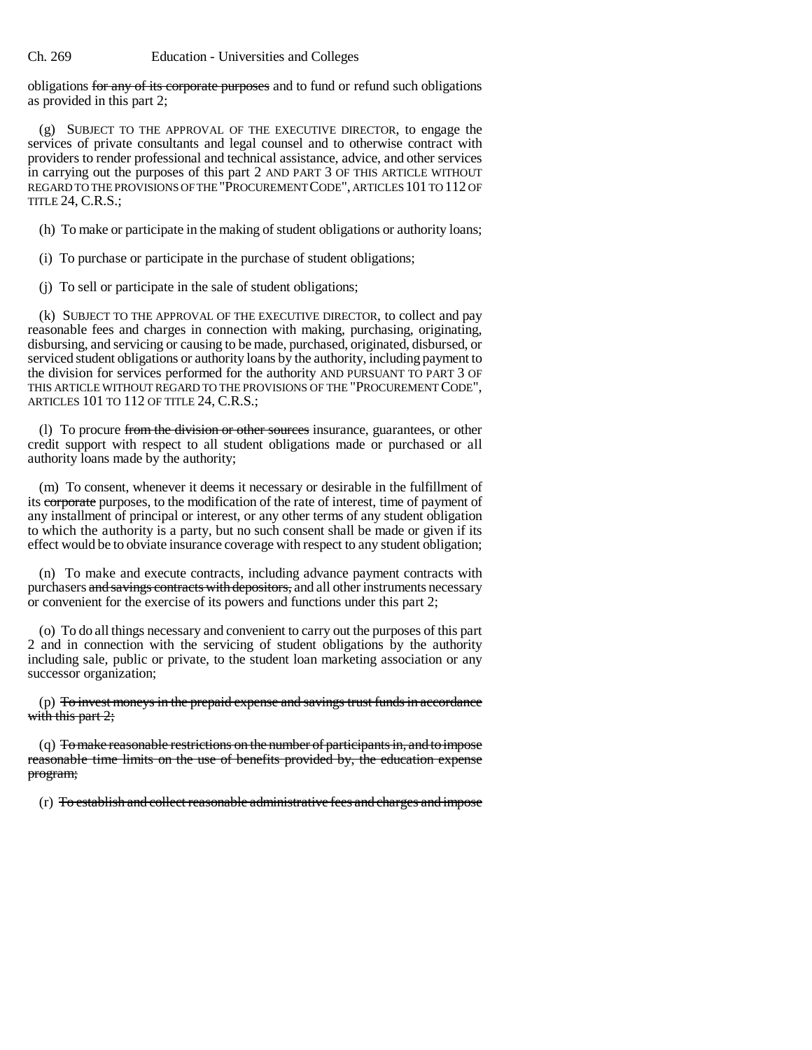obligations ~~for any of its corporate purposes~~ and to fund or refund such obligations as provided in this part 2;

(g) SUBJECT TO THE APPROVAL OF THE EXECUTIVE DIRECTOR, to engage the services of private consultants and legal counsel and to otherwise contract with providers to render professional and technical assistance, advice, and other services in carrying out the purposes of this part 2 AND PART 3 OF THIS ARTICLE WITHOUT REGARD TO THE PROVISIONS OF THE "PROCUREMENT CODE", ARTICLES 101 TO 112 OF TITLE 24, C.R.S.;

(h) To make or participate in the making of student obligations or authority loans;

(i) To purchase or participate in the purchase of student obligations;

(j) To sell or participate in the sale of student obligations;

(k) SUBJECT TO THE APPROVAL OF THE EXECUTIVE DIRECTOR, to collect and pay reasonable fees and charges in connection with making, purchasing, originating, disbursing, and servicing or causing to be made, purchased, originated, disbursed, or serviced student obligations or authority loans by the authority, including payment to the division for services performed for the authority AND PURSUANT TO PART 3 OF THIS ARTICLE WITHOUT REGARD TO THE PROVISIONS OF THE "PROCUREMENT CODE", ARTICLES 101 TO 112 OF TITLE 24, C.R.S.;

(l) To procure ~~from the division or other sources~~ insurance, guarantees, or other credit support with respect to all student obligations made or purchased or all authority loans made by the authority;

(m) To consent, whenever it deems it necessary or desirable in the fulfillment of its ~~corporate~~ purposes, to the modification of the rate of interest, time of payment of any installment of principal or interest, or any other terms of any student obligation to which the authority is a party, but no such consent shall be made or given if its effect would be to obviate insurance coverage with respect to any student obligation;

(n) To make and execute contracts, including advance payment contracts with purchasers ~~and savings contracts with depositors,~~ and all other instruments necessary or convenient for the exercise of its powers and functions under this part 2;

(o) To do all things necessary and convenient to carry out the purposes of this part 2 and in connection with the servicing of student obligations by the authority including sale, public or private, to the student loan marketing association or any successor organization;

(p) ~~To invest moneys in the prepaid expense and savings trust funds in accordance with this part 2;~~

(q) ~~To make reasonable restrictions on the number of participants in, and to impose reasonable time limits on the use of benefits provided by, the education expense program;~~

(r) ~~To establish and collect reasonable administrative fees and charges and impose~~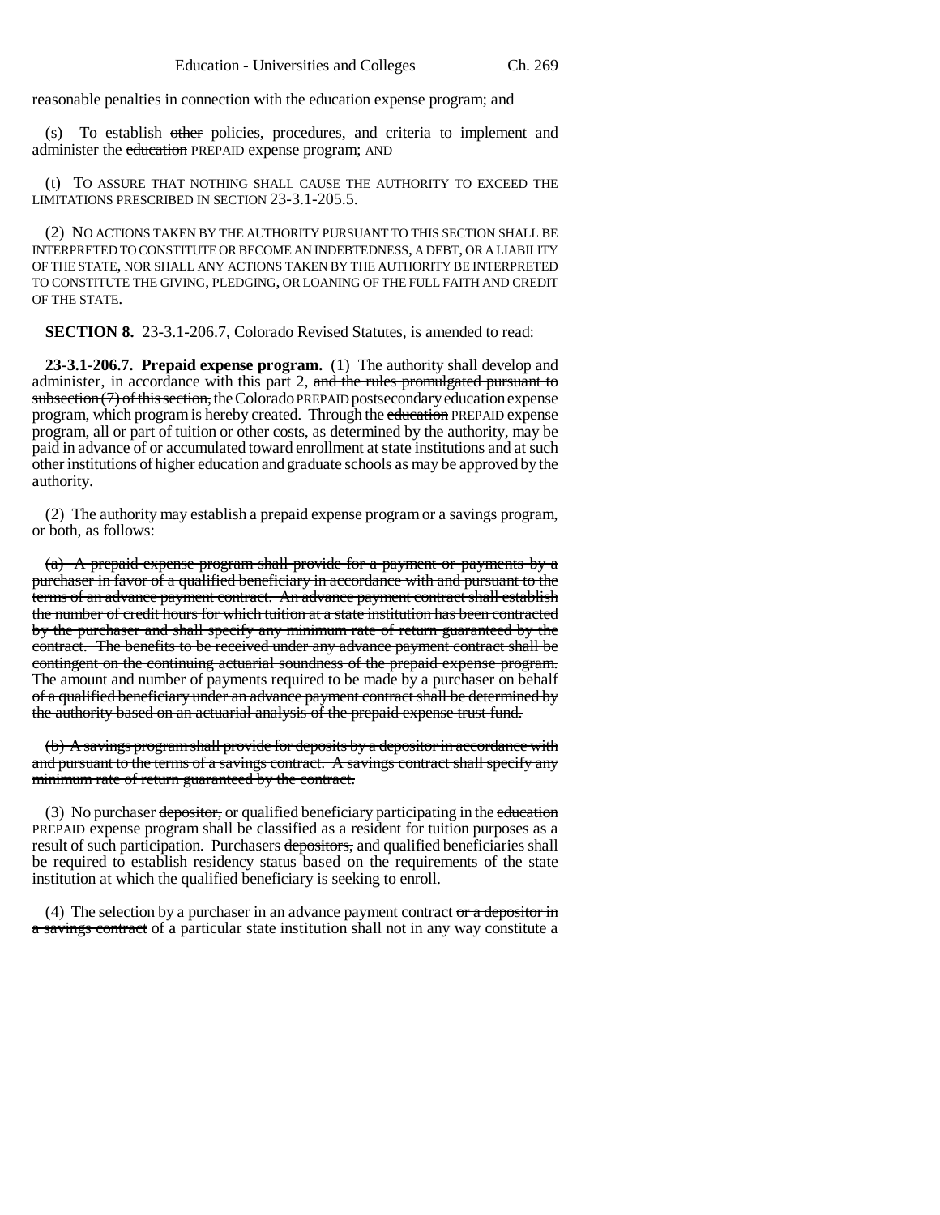reasonable penalties in connection with the education expense program; and

(s) To establish other policies, procedures, and criteria to implement and administer the education PREPAID expense program; AND

(t) TO ASSURE THAT NOTHING SHALL CAUSE THE AUTHORITY TO EXCEED THE LIMITATIONS PRESCRIBED IN SECTION 23-3.1-205.5.

(2) NO ACTIONS TAKEN BY THE AUTHORITY PURSUANT TO THIS SECTION SHALL BE INTERPRETED TO CONSTITUTE OR BECOME AN INDEBTEDNESS, A DEBT, OR A LIABILITY OF THE STATE, NOR SHALL ANY ACTIONS TAKEN BY THE AUTHORITY BE INTERPRETED TO CONSTITUTE THE GIVING, PLEDGING, OR LOANING OF THE FULL FAITH AND CREDIT OF THE STATE.

**SECTION 8.** 23-3.1-206.7, Colorado Revised Statutes, is amended to read:

**23-3.1-206.7. Prepaid expense program.** (1) The authority shall develop and administer, in accordance with this part 2, and the rules promulgated pursuant to subsection (7) of this section, the Colorado PREPAID postsecondary education expense program, which program is hereby created. Through the education PREPAID expense program, all or part of tuition or other costs, as determined by the authority, may be paid in advance of or accumulated toward enrollment at state institutions and at such other institutions of higher education and graduate schools as may be approved by the authority.

(2) The authority may establish a prepaid expense program or a savings program, or both, as follows:

(a) A prepaid expense program shall provide for a payment or payments by a purchaser in favor of a qualified beneficiary in accordance with and pursuant to the terms of an advance payment contract. An advance payment contract shall establish the number of credit hours for which tuition at a state institution has been contracted by the purchaser and shall specify any minimum rate of return guaranteed by the contract. The benefits to be received under any advance payment contract shall be contingent on the continuing actuarial soundness of the prepaid expense program. The amount and number of payments required to be made by a purchaser on behalf of a qualified beneficiary under an advance payment contract shall be determined by the authority based on an actuarial analysis of the prepaid expense trust fund.

(b) A savings program shall provide for deposits by a depositor in accordance with and pursuant to the terms of a savings contract. A savings contract shall specify any minimum rate of return guaranteed by the contract.

(3) No purchaser depositor, or qualified beneficiary participating in the education PREPAID expense program shall be classified as a resident for tuition purposes as a result of such participation. Purchasers depositors, and qualified beneficiaries shall be required to establish residency status based on the requirements of the state institution at which the qualified beneficiary is seeking to enroll.

(4) The selection by a purchaser in an advance payment contract or a depositor in a savings contract of a particular state institution shall not in any way constitute a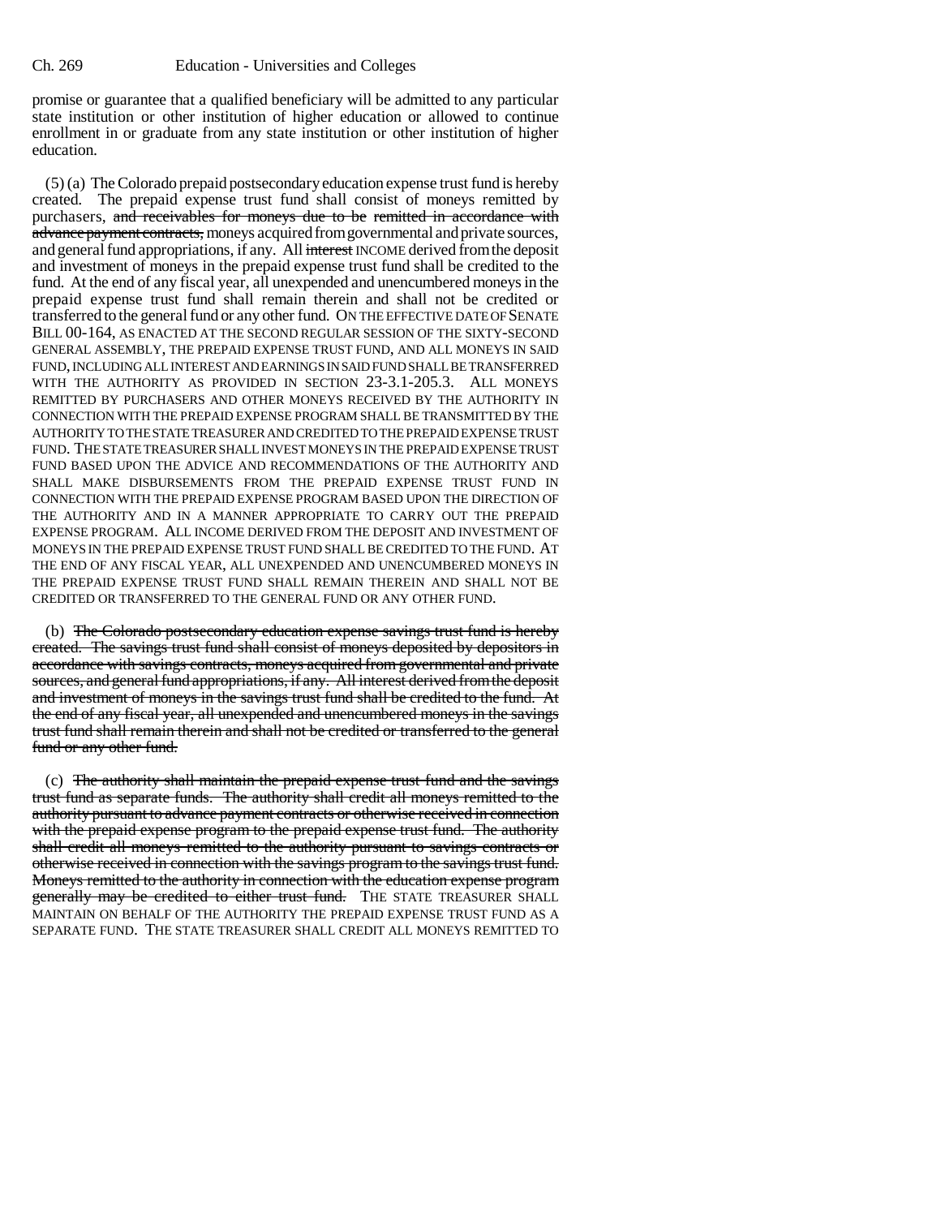promise or guarantee that a qualified beneficiary will be admitted to any particular state institution or other institution of higher education or allowed to continue enrollment in or graduate from any state institution or other institution of higher education.

(5) (a) The Colorado prepaid postsecondary education expense trust fund is hereby created. The prepaid expense trust fund shall consist of moneys remitted by purchasers, ~~and receivables for moneys due to be remitted in accordance with advance payment contracts,~~ moneys acquired from governmental and private sources, and general fund appropriations, if any. All ~~interest~~ INCOME derived from the deposit and investment of moneys in the prepaid expense trust fund shall be credited to the fund. At the end of any fiscal year, all unexpended and unencumbered moneys in the prepaid expense trust fund shall remain therein and shall not be credited or transferred to the general fund or any other fund. ON THE EFFECTIVE DATE OF SENATE BILL 00-164, AS ENACTED AT THE SECOND REGULAR SESSION OF THE SIXTY-SECOND GENERAL ASSEMBLY, THE PREPAID EXPENSE TRUST FUND, AND ALL MONEYS IN SAID FUND, INCLUDING ALL INTEREST AND EARNINGS IN SAID FUND SHALL BE TRANSFERRED WITH THE AUTHORITY AS PROVIDED IN SECTION 23-3.1-205.3. ALL MONEYS REMITTED BY PURCHASERS AND OTHER MONEYS RECEIVED BY THE AUTHORITY IN CONNECTION WITH THE PREPAID EXPENSE PROGRAM SHALL BE TRANSMITTED BY THE AUTHORITY TO THE STATE TREASURER AND CREDITED TO THE PREPAID EXPENSE TRUST FUND. THE STATE TREASURER SHALL INVEST MONEYS IN THE PREPAID EXPENSE TRUST FUND BASED UPON THE ADVICE AND RECOMMENDATIONS OF THE AUTHORITY AND SHALL MAKE DISBURSEMENTS FROM THE PREPAID EXPENSE TRUST FUND IN CONNECTION WITH THE PREPAID EXPENSE PROGRAM BASED UPON THE DIRECTION OF THE AUTHORITY AND IN A MANNER APPROPRIATE TO CARRY OUT THE PREPAID EXPENSE PROGRAM. ALL INCOME DERIVED FROM THE DEPOSIT AND INVESTMENT OF MONEYS IN THE PREPAID EXPENSE TRUST FUND SHALL BE CREDITED TO THE FUND. AT THE END OF ANY FISCAL YEAR, ALL UNEXPENDED AND UNENCUMBERED MONEYS IN THE PREPAID EXPENSE TRUST FUND SHALL REMAIN THEREIN AND SHALL NOT BE CREDITED OR TRANSFERRED TO THE GENERAL FUND OR ANY OTHER FUND.

(b) ~~The Colorado postsecondary education expense savings trust fund is hereby created. The savings trust fund shall consist of moneys deposited by depositors in accordance with savings contracts, moneys acquired from governmental and private sources, and general fund appropriations, if any. All interest derived from the deposit and investment of moneys in the savings trust fund shall be credited to the fund. At the end of any fiscal year, all unexpended and unencumbered moneys in the savings trust fund shall remain therein and shall not be credited or transferred to the general fund or any other fund.~~

(c) ~~The authority shall maintain the prepaid expense trust fund and the savings trust fund as separate funds. The authority shall credit all moneys remitted to the authority pursuant to advance payment contracts or otherwise received in connection with the prepaid expense program to the prepaid expense trust fund. The authority shall credit all moneys remitted to the authority pursuant to savings contracts or otherwise received in connection with the savings program to the savings trust fund. Moneys remitted to the authority in connection with the education expense program generally may be credited to either trust fund.~~ THE STATE TREASURER SHALL MAINTAIN ON BEHALF OF THE AUTHORITY THE PREPAID EXPENSE TRUST FUND AS A SEPARATE FUND. THE STATE TREASURER SHALL CREDIT ALL MONEYS REMITTED TO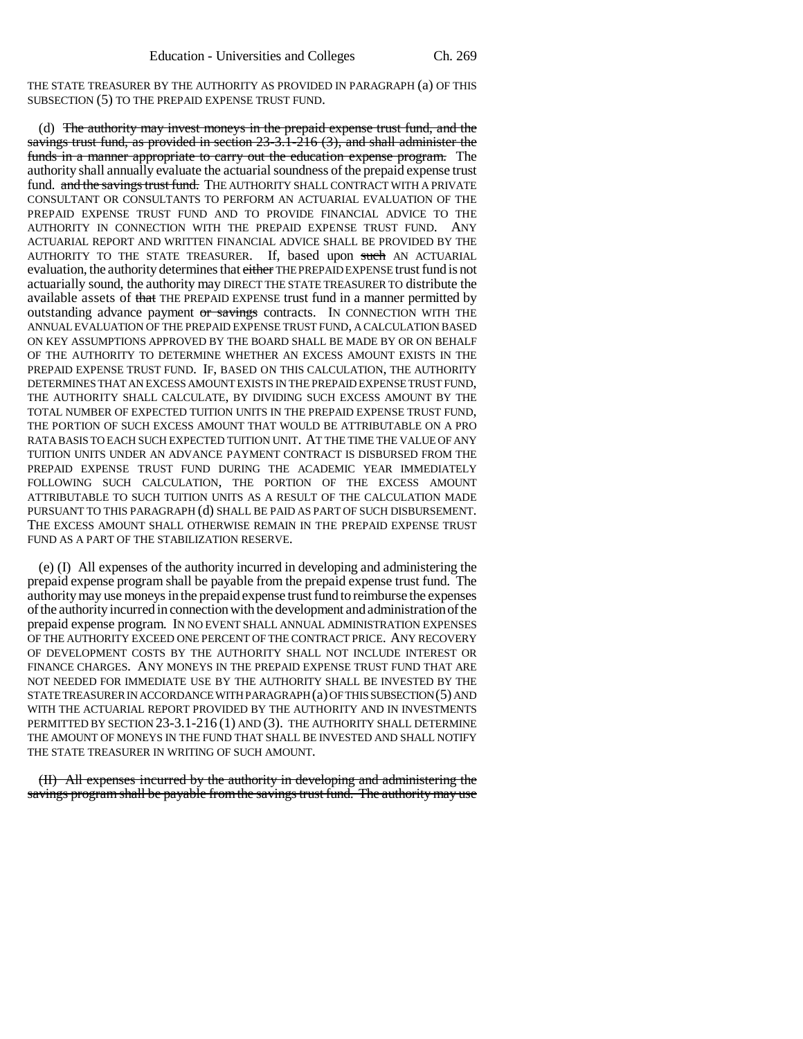THE STATE TREASURER BY THE AUTHORITY AS PROVIDED IN PARAGRAPH (a) OF THIS SUBSECTION (5) TO THE PREPAID EXPENSE TRUST FUND.

(d) ~~The authority may invest moneys in the prepaid expense trust fund, and the savings trust fund, as provided in section 23-3.1-216 (3), and shall administer the funds in a manner appropriate to carry out the education expense program.~~ The authority shall annually evaluate the actuarial soundness of the prepaid expense trust fund. ~~and the savings trust fund.~~ THE AUTHORITY SHALL CONTRACT WITH A PRIVATE CONSULTANT OR CONSULTANTS TO PERFORM AN ACTUARIAL EVALUATION OF THE PREPAID EXPENSE TRUST FUND AND TO PROVIDE FINANCIAL ADVICE TO THE AUTHORITY IN CONNECTION WITH THE PREPAID EXPENSE TRUST FUND. ANY ACTUARIAL REPORT AND WRITTEN FINANCIAL ADVICE SHALL BE PROVIDED BY THE AUTHORITY TO THE STATE TREASURER. If, based upon ~~such~~ AN ACTUARIAL evaluation, the authority determines that ~~either~~ THE PREPAID EXPENSE trust fund is not actuarially sound, the authority may DIRECT THE STATE TREASURER TO distribute the available assets of ~~that~~ THE PREPAID EXPENSE trust fund in a manner permitted by outstanding advance payment ~~or savings~~ contracts. IN CONNECTION WITH THE ANNUAL EVALUATION OF THE PREPAID EXPENSE TRUST FUND, A CALCULATION BASED ON KEY ASSUMPTIONS APPROVED BY THE BOARD SHALL BE MADE BY OR ON BEHALF OF THE AUTHORITY TO DETERMINE WHETHER AN EXCESS AMOUNT EXISTS IN THE PREPAID EXPENSE TRUST FUND. IF, BASED ON THIS CALCULATION, THE AUTHORITY DETERMINES THAT AN EXCESS AMOUNT EXISTS IN THE PREPAID EXPENSE TRUST FUND, THE AUTHORITY SHALL CALCULATE, BY DIVIDING SUCH EXCESS AMOUNT BY THE TOTAL NUMBER OF EXPECTED TUITION UNITS IN THE PREPAID EXPENSE TRUST FUND, THE PORTION OF SUCH EXCESS AMOUNT THAT WOULD BE ATTRIBUTABLE ON A PRO RATA BASIS TO EACH SUCH EXPECTED TUITION UNIT. AT THE TIME THE VALUE OF ANY TUITION UNITS UNDER AN ADVANCE PAYMENT CONTRACT IS DISBURSED FROM THE PREPAID EXPENSE TRUST FUND DURING THE ACADEMIC YEAR IMMEDIATELY FOLLOWING SUCH CALCULATION, THE PORTION OF THE EXCESS AMOUNT ATTRIBUTABLE TO SUCH TUITION UNITS AS A RESULT OF THE CALCULATION MADE PURSUANT TO THIS PARAGRAPH (d) SHALL BE PAID AS PART OF SUCH DISBURSEMENT. THE EXCESS AMOUNT SHALL OTHERWISE REMAIN IN THE PREPAID EXPENSE TRUST FUND AS A PART OF THE STABILIZATION RESERVE.

(e) (I) All expenses of the authority incurred in developing and administering the prepaid expense program shall be payable from the prepaid expense trust fund. The authority may use moneys in the prepaid expense trust fund to reimburse the expenses of the authority incurred in connection with the development and administration of the prepaid expense program. IN NO EVENT SHALL ANNUAL ADMINISTRATION EXPENSES OF THE AUTHORITY EXCEED ONE PERCENT OF THE CONTRACT PRICE. ANY RECOVERY OF DEVELOPMENT COSTS BY THE AUTHORITY SHALL NOT INCLUDE INTEREST OR FINANCE CHARGES. ANY MONEYS IN THE PREPAID EXPENSE TRUST FUND THAT ARE NOT NEEDED FOR IMMEDIATE USE BY THE AUTHORITY SHALL BE INVESTED BY THE STATE TREASURER IN ACCORDANCE WITH PARAGRAPH (a) OF THIS SUBSECTION (5) AND WITH THE ACTUARIAL REPORT PROVIDED BY THE AUTHORITY AND IN INVESTMENTS PERMITTED BY SECTION 23-3.1-216 (1) AND (3). THE AUTHORITY SHALL DETERMINE THE AMOUNT OF MONEYS IN THE FUND THAT SHALL BE INVESTED AND SHALL NOTIFY THE STATE TREASURER IN WRITING OF SUCH AMOUNT.

~~(II) All expenses incurred by the authority in developing and administering the savings program shall be payable from the savings trust fund. The authority may use~~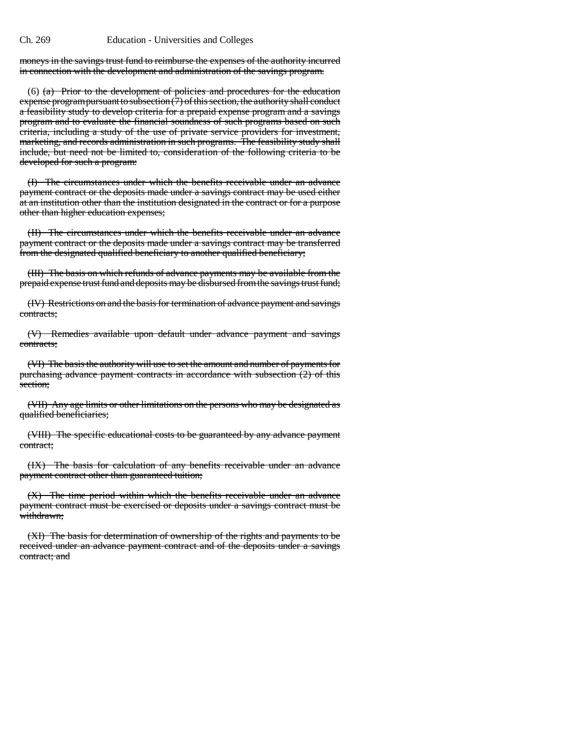~~moneys in the savings trust fund to reimburse the expenses of the authority incurred in connection with the development and administration of the savings program.~~

(6) ~~(a) Prior to the development of policies and procedures for the education expense program pursuant to subsection (7) of this section, the authority shall conduct a feasibility study to develop criteria for a prepaid expense program and a savings program and to evaluate the financial soundness of such programs based on such criteria, including a study of the use of private service providers for investment, marketing, and records administration in such programs. The feasibility study shall include, but need not be limited to, consideration of the following criteria to be developed for such a program:~~

~~(I) The circumstances under which the benefits receivable under an advance payment contract or the deposits made under a savings contract may be used either at an institution other than the institution designated in the contract or for a purpose other than higher education expenses;~~

~~(II) The circumstances under which the benefits receivable under an advance payment contract or the deposits made under a savings contract may be transferred from the designated qualified beneficiary to another qualified beneficiary;~~

~~(III) The basis on which refunds of advance payments may be available from the prepaid expense trust fund and deposits may be disbursed from the savings trust fund;~~

~~(IV) Restrictions on and the basis for termination of advance payment and savings contracts;~~

~~(V) Remedies available upon default under advance payment and savings contracts;~~

~~(VI) The basis the authority will use to set the amount and number of payments for purchasing advance payment contracts in accordance with subsection (2) of this section;~~

~~(VII) Any age limits or other limitations on the persons who may be designated as qualified beneficiaries;~~

~~(VIII) The specific educational costs to be guaranteed by any advance payment contract;~~

~~(IX) The basis for calculation of any benefits receivable under an advance payment contract other than guaranteed tuition;~~

~~(X) The time period within which the benefits receivable under an advance payment contract must be exercised or deposits under a savings contract must be withdrawn;~~

~~(XI) The basis for determination of ownership of the rights and payments to be received under an advance payment contract and of the deposits under a savings contract; and~~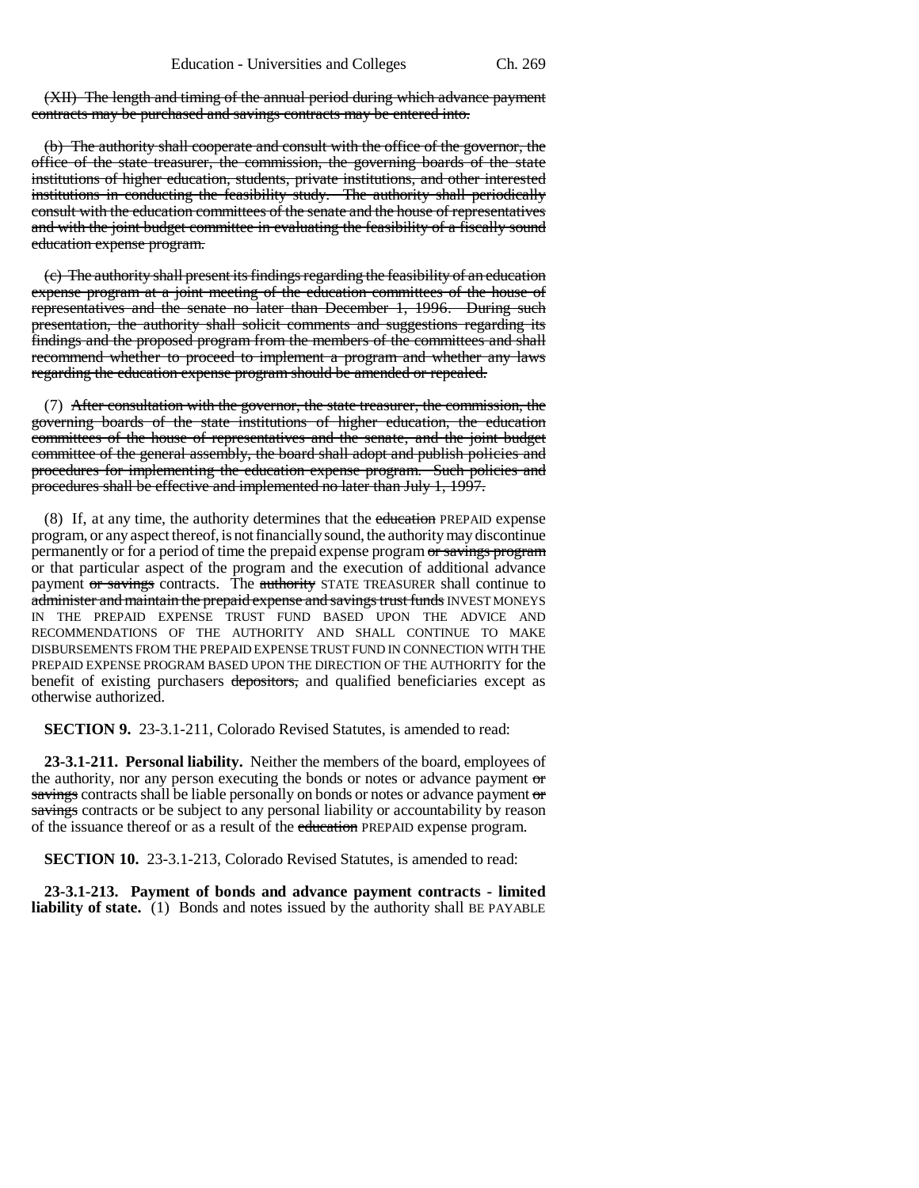(XII) The length and timing of the annual period during which advance payment contracts may be purchased and savings contracts may be entered into.

(b) The authority shall cooperate and consult with the office of the governor, the office of the state treasurer, the commission, the governing boards of the state institutions of higher education, students, private institutions, and other interested institutions in conducting the feasibility study. The authority shall periodically consult with the education committees of the senate and the house of representatives and with the joint budget committee in evaluating the feasibility of a fiscally sound education expense program.

(c) The authority shall present its findings regarding the feasibility of an education expense program at a joint meeting of the education committees of the house of representatives and the senate no later than December 1, 1996. During such presentation, the authority shall solicit comments and suggestions regarding its findings and the proposed program from the members of the committees and shall recommend whether to proceed to implement a program and whether any laws regarding the education expense program should be amended or repealed.

(7) After consultation with the governor, the state treasurer, the commission, the governing boards of the state institutions of higher education, the education committees of the house of representatives and the senate, and the joint budget committee of the general assembly, the board shall adopt and publish policies and procedures for implementing the education expense program. Such policies and procedures shall be effective and implemented no later than July 1, 1997.

(8) If, at any time, the authority determines that the education PREPAID expense program, or any aspect thereof, is not financially sound, the authority may discontinue permanently or for a period of time the prepaid expense program or savings program or that particular aspect of the program and the execution of additional advance payment or savings contracts. The authority STATE TREASURER shall continue to administer and maintain the prepaid expense and savings trust funds INVEST MONEYS IN THE PREPAID EXPENSE TRUST FUND BASED UPON THE ADVICE AND RECOMMENDATIONS OF THE AUTHORITY AND SHALL CONTINUE TO MAKE DISBURSEMENTS FROM THE PREPAID EXPENSE TRUST FUND IN CONNECTION WITH THE PREPAID EXPENSE PROGRAM BASED UPON THE DIRECTION OF THE AUTHORITY for the benefit of existing purchasers depositors, and qualified beneficiaries except as otherwise authorized.

**SECTION 9.** 23-3.1-211, Colorado Revised Statutes, is amended to read:

**23-3.1-211. Personal liability.** Neither the members of the board, employees of the authority, nor any person executing the bonds or notes or advance payment or savings contracts shall be liable personally on bonds or notes or advance payment or savings contracts or be subject to any personal liability or accountability by reason of the issuance thereof or as a result of the education PREPAID expense program.

**SECTION 10.** 23-3.1-213, Colorado Revised Statutes, is amended to read:

**23-3.1-213. Payment of bonds and advance payment contracts - limited liability of state.** (1) Bonds and notes issued by the authority shall BE PAYABLE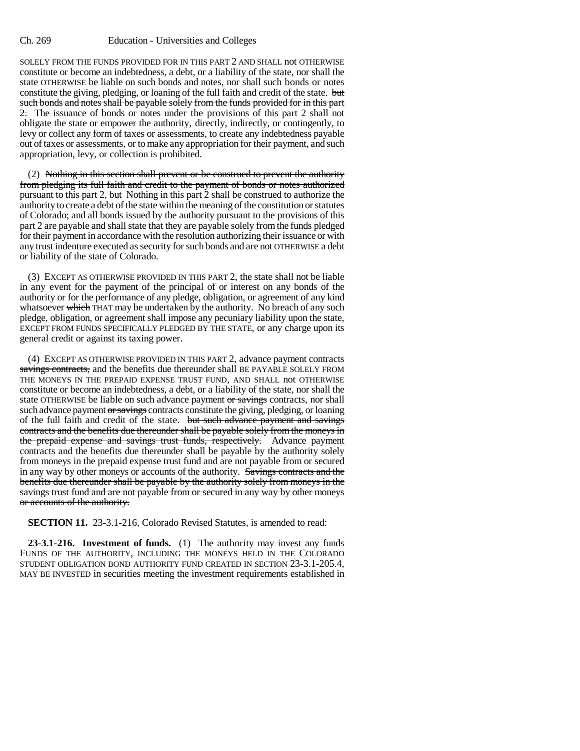SOLELY FROM THE FUNDS PROVIDED FOR IN THIS PART 2 AND SHALL not OTHERWISE constitute or become an indebtedness, a debt, or a liability of the state, nor shall the state OTHERWISE be liable on such bonds and notes, nor shall such bonds or notes constitute the giving, pledging, or loaning of the full faith and credit of the state. ~~but such bonds and notes shall be payable solely from the funds provided for in this part 2.~~ The issuance of bonds or notes under the provisions of this part 2 shall not obligate the state or empower the authority, directly, indirectly, or contingently, to levy or collect any form of taxes or assessments, to create any indebtedness payable out of taxes or assessments, or to make any appropriation for their payment, and such appropriation, levy, or collection is prohibited.

(2) ~~Nothing in this section shall prevent or be construed to prevent the authority from pledging its full faith and credit to the payment of bonds or notes authorized pursuant to this part 2, but~~ Nothing in this part 2 shall be construed to authorize the authority to create a debt of the state within the meaning of the constitution or statutes of Colorado; and all bonds issued by the authority pursuant to the provisions of this part 2 are payable and shall state that they are payable solely from the funds pledged for their payment in accordance with the resolution authorizing their issuance or with any trust indenture executed as security for such bonds and are not OTHERWISE a debt or liability of the state of Colorado.

(3) EXCEPT AS OTHERWISE PROVIDED IN THIS PART 2, the state shall not be liable in any event for the payment of the principal of or interest on any bonds of the authority or for the performance of any pledge, obligation, or agreement of any kind whatsoever ~~which~~ THAT may be undertaken by the authority. No breach of any such pledge, obligation, or agreement shall impose any pecuniary liability upon the state, EXCEPT FROM FUNDS SPECIFICALLY PLEDGED BY THE STATE, or any charge upon its general credit or against its taxing power.

(4) EXCEPT AS OTHERWISE PROVIDED IN THIS PART 2, advance payment contracts ~~savings contracts,~~ and the benefits due thereunder shall BE PAYABLE SOLELY FROM THE MONEYS IN THE PREPAID EXPENSE TRUST FUND, AND SHALL not OTHERWISE constitute or become an indebtedness, a debt, or a liability of the state, nor shall the state OTHERWISE be liable on such advance payment ~~or savings~~ contracts, nor shall such advance payment ~~or savings~~ contracts constitute the giving, pledging, or loaning of the full faith and credit of the state. ~~but such advance payment and savings contracts and the benefits due thereunder shall be payable solely from the moneys in the prepaid expense and savings trust funds, respectively.~~ Advance payment contracts and the benefits due thereunder shall be payable by the authority solely from moneys in the prepaid expense trust fund and are not payable from or secured in any way by other moneys or accounts of the authority. ~~Savings contracts and the benefits due thereunder shall be payable by the authority solely from moneys in the savings trust fund and are not payable from or secured in any way by other moneys or accounts of the authority.~~

**SECTION 11.** 23-3.1-216, Colorado Revised Statutes, is amended to read:

**23-3.1-216. Investment of funds.** (1) ~~The authority may invest any funds~~ FUNDS OF THE AUTHORITY, INCLUDING THE MONEYS HELD IN THE COLORADO STUDENT OBLIGATION BOND AUTHORITY FUND CREATED IN SECTION 23-3.1-205.4, MAY BE INVESTED in securities meeting the investment requirements established in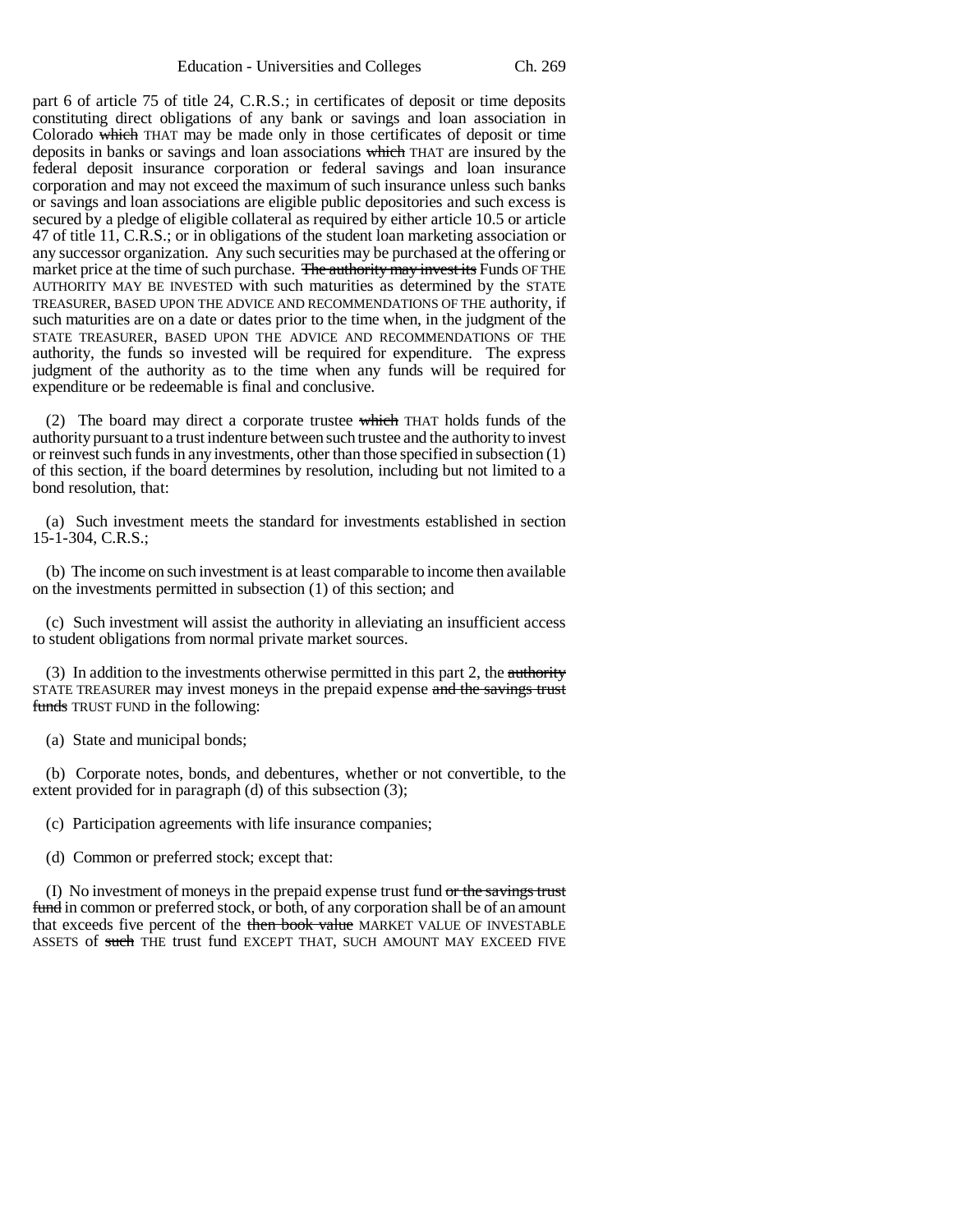part 6 of article 75 of title 24, C.R.S.; in certificates of deposit or time deposits constituting direct obligations of any bank or savings and loan association in Colorado ~~which~~ THAT may be made only in those certificates of deposit or time deposits in banks or savings and loan associations ~~which~~ THAT are insured by the federal deposit insurance corporation or federal savings and loan insurance corporation and may not exceed the maximum of such insurance unless such banks or savings and loan associations are eligible public depositories and such excess is secured by a pledge of eligible collateral as required by either article 10.5 or article 47 of title 11, C.R.S.; or in obligations of the student loan marketing association or any successor organization. Any such securities may be purchased at the offering or market price at the time of such purchase. ~~The authority may invest its~~ Funds OF THE AUTHORITY MAY BE INVESTED with such maturities as determined by the STATE TREASURER, BASED UPON THE ADVICE AND RECOMMENDATIONS OF THE authority, if such maturities are on a date or dates prior to the time when, in the judgment of the STATE TREASURER, BASED UPON THE ADVICE AND RECOMMENDATIONS OF THE authority, the funds so invested will be required for expenditure. The express judgment of the authority as to the time when any funds will be required for expenditure or be redeemable is final and conclusive.

(2) The board may direct a corporate trustee ~~which~~ THAT holds funds of the authority pursuant to a trust indenture between such trustee and the authority to invest or reinvest such funds in any investments, other than those specified in subsection (1) of this section, if the board determines by resolution, including but not limited to a bond resolution, that:

(a) Such investment meets the standard for investments established in section 15-1-304, C.R.S.;

(b) The income on such investment is at least comparable to income then available on the investments permitted in subsection (1) of this section; and

(c) Such investment will assist the authority in alleviating an insufficient access to student obligations from normal private market sources.

(3) In addition to the investments otherwise permitted in this part 2, the ~~authority~~ STATE TREASURER may invest moneys in the prepaid expense ~~and the savings trust funds~~ TRUST FUND in the following:

(a) State and municipal bonds;

(b) Corporate notes, bonds, and debentures, whether or not convertible, to the extent provided for in paragraph (d) of this subsection (3);

(c) Participation agreements with life insurance companies;

(d) Common or preferred stock; except that:

(I) No investment of moneys in the prepaid expense trust fund ~~or the savings trust fund~~ in common or preferred stock, or both, of any corporation shall be of an amount that exceeds five percent of the ~~then book value~~ MARKET VALUE OF INVESTABLE ASSETS of ~~such~~ THE trust fund EXCEPT THAT, SUCH AMOUNT MAY EXCEED FIVE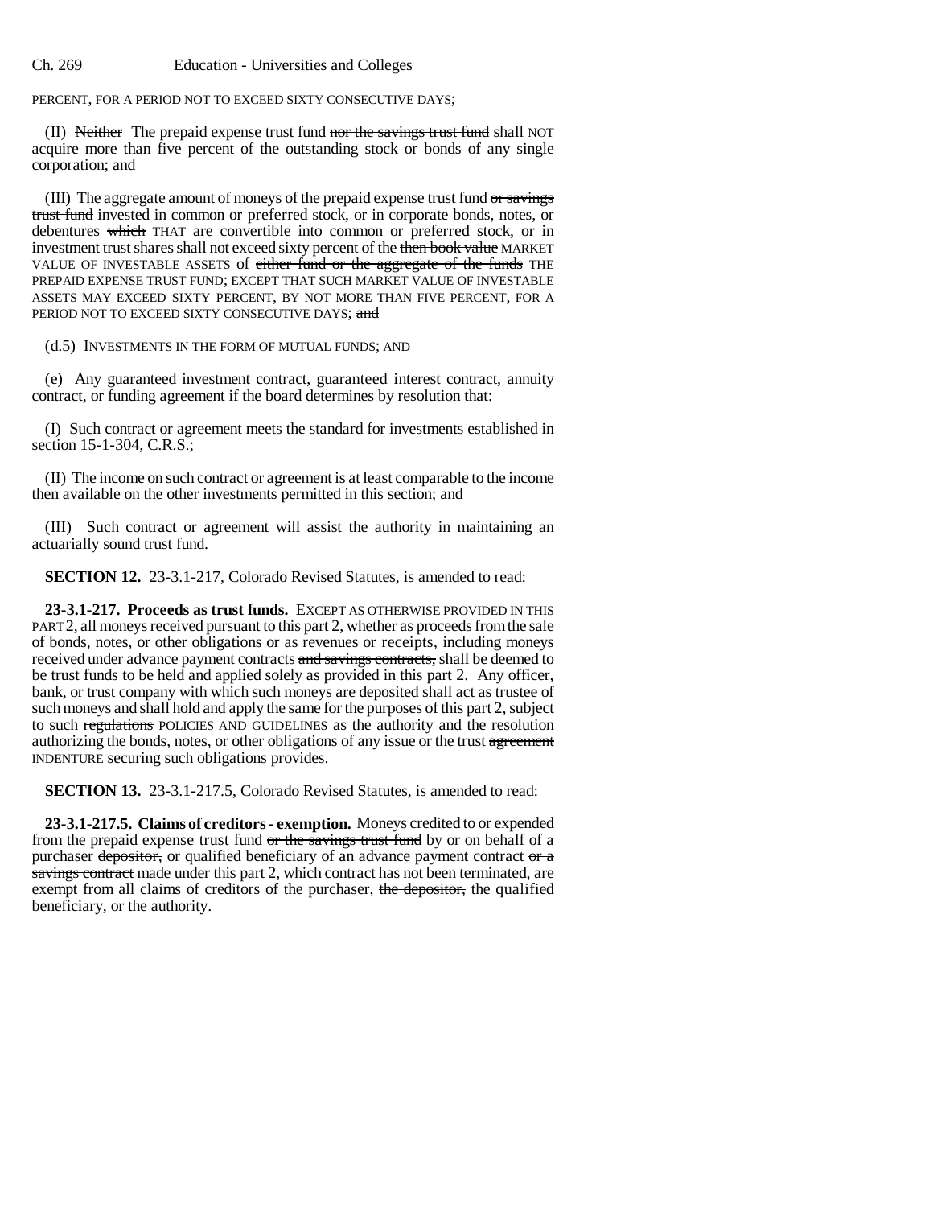PERCENT, FOR A PERIOD NOT TO EXCEED SIXTY CONSECUTIVE DAYS;

(II) ~~Neither~~ The prepaid expense trust fund ~~nor the savings trust fund~~ shall NOT acquire more than five percent of the outstanding stock or bonds of any single corporation; and

(III) The aggregate amount of moneys of the prepaid expense trust fund ~~or savings trust fund~~ invested in common or preferred stock, or in corporate bonds, notes, or debentures ~~which~~ THAT are convertible into common or preferred stock, or in investment trust shares shall not exceed sixty percent of the ~~then book value~~ MARKET VALUE OF INVESTABLE ASSETS of ~~either fund or the aggregate of the funds~~ THE PREPAID EXPENSE TRUST FUND; EXCEPT THAT SUCH MARKET VALUE OF INVESTABLE ASSETS MAY EXCEED SIXTY PERCENT, BY NOT MORE THAN FIVE PERCENT, FOR A PERIOD NOT TO EXCEED SIXTY CONSECUTIVE DAYS; ~~and~~

(d.5) INVESTMENTS IN THE FORM OF MUTUAL FUNDS; AND

(e) Any guaranteed investment contract, guaranteed interest contract, annuity contract, or funding agreement if the board determines by resolution that:

(I) Such contract or agreement meets the standard for investments established in section 15-1-304, C.R.S.;

(II) The income on such contract or agreement is at least comparable to the income then available on the other investments permitted in this section; and

(III) Such contract or agreement will assist the authority in maintaining an actuarially sound trust fund.

**SECTION 12.** 23-3.1-217, Colorado Revised Statutes, is amended to read:

**23-3.1-217. Proceeds as trust funds.** EXCEPT AS OTHERWISE PROVIDED IN THIS PART 2, all moneys received pursuant to this part 2, whether as proceeds from the sale of bonds, notes, or other obligations or as revenues or receipts, including moneys received under advance payment contracts ~~and savings contracts,~~ shall be deemed to be trust funds to be held and applied solely as provided in this part 2. Any officer, bank, or trust company with which such moneys are deposited shall act as trustee of such moneys and shall hold and apply the same for the purposes of this part 2, subject to such ~~regulations~~ POLICIES AND GUIDELINES as the authority and the resolution authorizing the bonds, notes, or other obligations of any issue or the trust ~~agreement~~ INDENTURE securing such obligations provides.

**SECTION 13.** 23-3.1-217.5, Colorado Revised Statutes, is amended to read:

**23-3.1-217.5. Claims of creditors - exemption.** Moneys credited to or expended from the prepaid expense trust fund ~~or the savings trust fund~~ by or on behalf of a purchaser ~~depositor,~~ or qualified beneficiary of an advance payment contract ~~or a savings contract~~ made under this part 2, which contract has not been terminated, are exempt from all claims of creditors of the purchaser, ~~the depositor,~~ the qualified beneficiary, or the authority.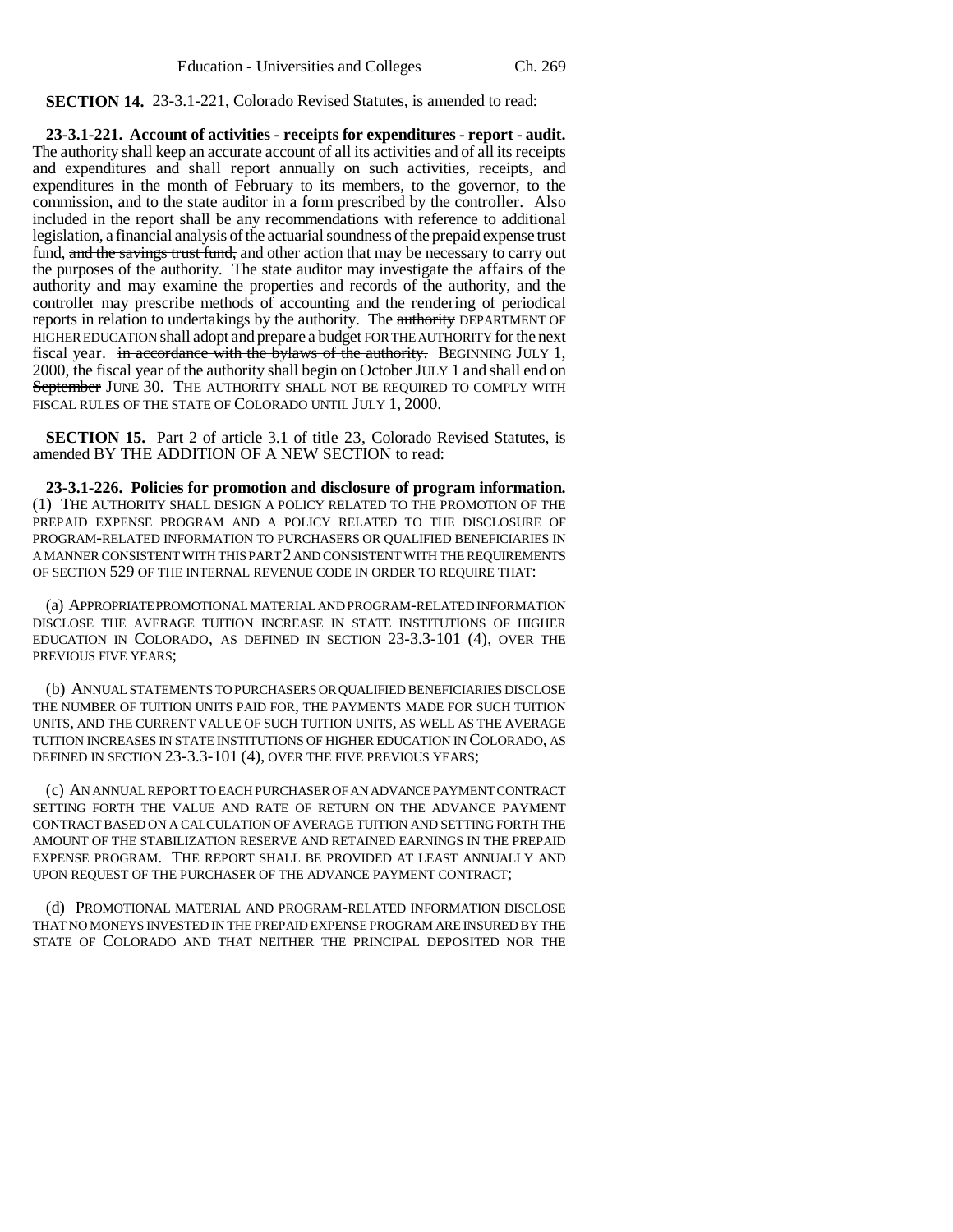**SECTION 14.** 23-3.1-221, Colorado Revised Statutes, is amended to read:

**23-3.1-221. Account of activities - receipts for expenditures - report - audit.** The authority shall keep an accurate account of all its activities and of all its receipts and expenditures and shall report annually on such activities, receipts, and expenditures in the month of February to its members, to the governor, to the commission, and to the state auditor in a form prescribed by the controller. Also included in the report shall be any recommendations with reference to additional legislation, a financial analysis of the actuarial soundness of the prepaid expense trust fund, ~~and the savings trust fund,~~ and other action that may be necessary to carry out the purposes of the authority. The state auditor may investigate the affairs of the authority and may examine the properties and records of the authority, and the controller may prescribe methods of accounting and the rendering of periodical reports in relation to undertakings by the authority. The ~~authority~~ DEPARTMENT OF HIGHER EDUCATION shall adopt and prepare a budget FOR THE AUTHORITY for the next fiscal year. ~~in accordance with the bylaws of the authority.~~ BEGINNING JULY 1, 2000, the fiscal year of the authority shall begin on ~~October~~ JULY 1 and shall end on ~~September~~ JUNE 30. THE AUTHORITY SHALL NOT BE REQUIRED TO COMPLY WITH FISCAL RULES OF THE STATE OF COLORADO UNTIL JULY 1, 2000.

**SECTION 15.** Part 2 of article 3.1 of title 23, Colorado Revised Statutes, is amended BY THE ADDITION OF A NEW SECTION to read:

**23-3.1-226. Policies for promotion and disclosure of program information.** (1) THE AUTHORITY SHALL DESIGN A POLICY RELATED TO THE PROMOTION OF THE PREPAID EXPENSE PROGRAM AND A POLICY RELATED TO THE DISCLOSURE OF PROGRAM-RELATED INFORMATION TO PURCHASERS OR QUALIFIED BENEFICIARIES IN A MANNER CONSISTENT WITH THIS PART 2 AND CONSISTENT WITH THE REQUIREMENTS OF SECTION 529 OF THE INTERNAL REVENUE CODE IN ORDER TO REQUIRE THAT:

(a) APPROPRIATE PROMOTIONAL MATERIAL AND PROGRAM-RELATED INFORMATION DISCLOSE THE AVERAGE TUITION INCREASE IN STATE INSTITUTIONS OF HIGHER EDUCATION IN COLORADO, AS DEFINED IN SECTION 23-3.3-101 (4), OVER THE PREVIOUS FIVE YEARS;

(b) ANNUAL STATEMENTS TO PURCHASERS OR QUALIFIED BENEFICIARIES DISCLOSE THE NUMBER OF TUITION UNITS PAID FOR, THE PAYMENTS MADE FOR SUCH TUITION UNITS, AND THE CURRENT VALUE OF SUCH TUITION UNITS, AS WELL AS THE AVERAGE TUITION INCREASES IN STATE INSTITUTIONS OF HIGHER EDUCATION IN COLORADO, AS DEFINED IN SECTION 23-3.3-101 (4), OVER THE FIVE PREVIOUS YEARS;

(c) AN ANNUAL REPORT TO EACH PURCHASER OF AN ADVANCE PAYMENT CONTRACT SETTING FORTH THE VALUE AND RATE OF RETURN ON THE ADVANCE PAYMENT CONTRACT BASED ON A CALCULATION OF AVERAGE TUITION AND SETTING FORTH THE AMOUNT OF THE STABILIZATION RESERVE AND RETAINED EARNINGS IN THE PREPAID EXPENSE PROGRAM. THE REPORT SHALL BE PROVIDED AT LEAST ANNUALLY AND UPON REQUEST OF THE PURCHASER OF THE ADVANCE PAYMENT CONTRACT;

(d) PROMOTIONAL MATERIAL AND PROGRAM-RELATED INFORMATION DISCLOSE THAT NO MONEYS INVESTED IN THE PREPAID EXPENSE PROGRAM ARE INSURED BY THE STATE OF COLORADO AND THAT NEITHER THE PRINCIPAL DEPOSITED NOR THE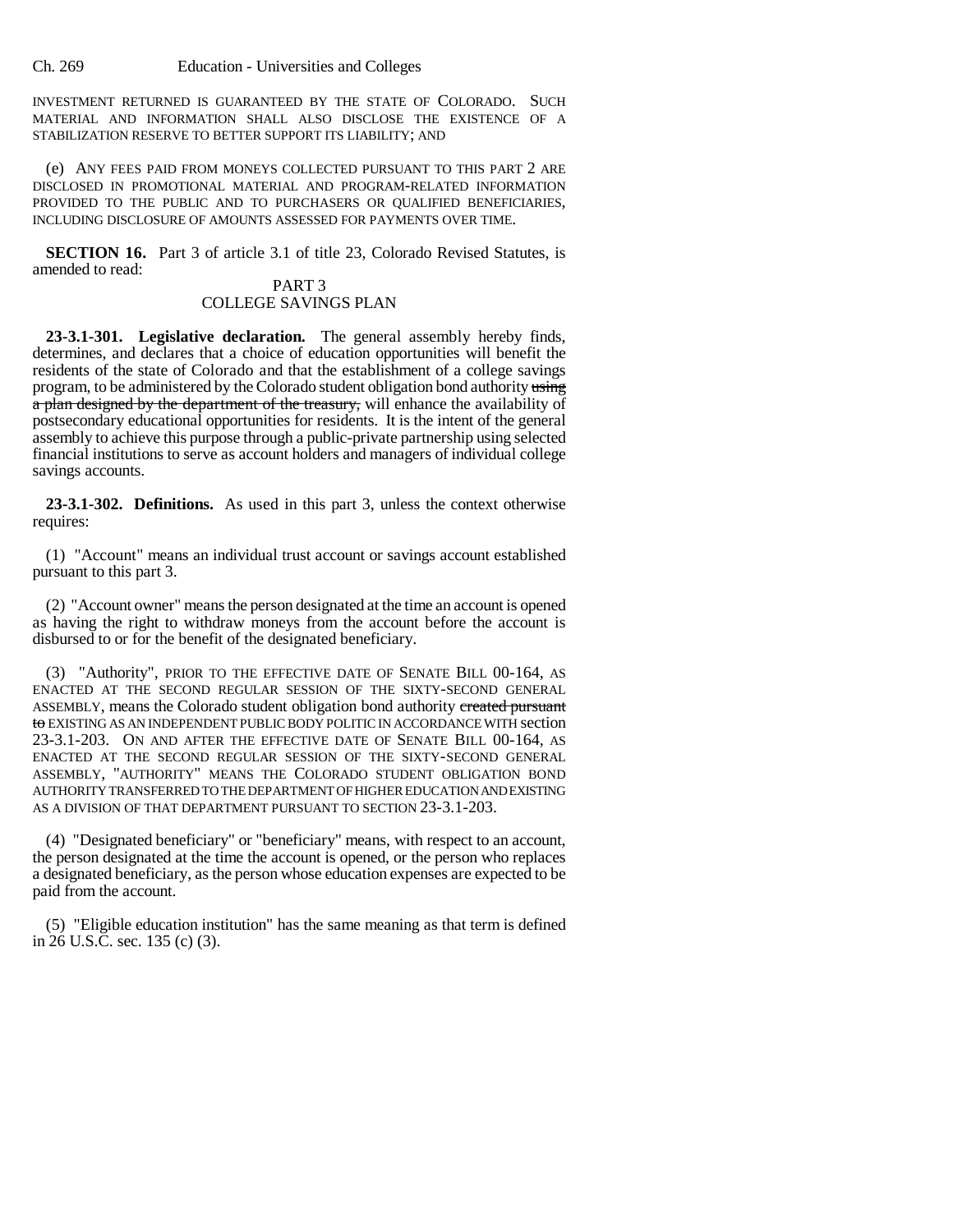INVESTMENT RETURNED IS GUARANTEED BY THE STATE OF COLORADO. SUCH MATERIAL AND INFORMATION SHALL ALSO DISCLOSE THE EXISTENCE OF A STABILIZATION RESERVE TO BETTER SUPPORT ITS LIABILITY; AND

(e) ANY FEES PAID FROM MONEYS COLLECTED PURSUANT TO THIS PART 2 ARE DISCLOSED IN PROMOTIONAL MATERIAL AND PROGRAM-RELATED INFORMATION PROVIDED TO THE PUBLIC AND TO PURCHASERS OR QUALIFIED BENEFICIARIES, INCLUDING DISCLOSURE OF AMOUNTS ASSESSED FOR PAYMENTS OVER TIME.

**SECTION 16.** Part 3 of article 3.1 of title 23, Colorado Revised Statutes, is amended to read:

PART 3
COLLEGE SAVINGS PLAN

**23-3.1-301. Legislative declaration.** The general assembly hereby finds, determines, and declares that a choice of education opportunities will benefit the residents of the state of Colorado and that the establishment of a college savings program, to be administered by the Colorado student obligation bond authority ~~using a plan designed by the department of the treasury,~~ will enhance the availability of postsecondary educational opportunities for residents. It is the intent of the general assembly to achieve this purpose through a public-private partnership using selected financial institutions to serve as account holders and managers of individual college savings accounts.

**23-3.1-302. Definitions.** As used in this part 3, unless the context otherwise requires:

(1) "Account" means an individual trust account or savings account established pursuant to this part 3.

(2) "Account owner" means the person designated at the time an account is opened as having the right to withdraw moneys from the account before the account is disbursed to or for the benefit of the designated beneficiary.

(3) "Authority", PRIOR TO THE EFFECTIVE DATE OF SENATE BILL 00-164, AS ENACTED AT THE SECOND REGULAR SESSION OF THE SIXTY-SECOND GENERAL ASSEMBLY, means the Colorado student obligation bond authority ~~created pursuant to~~ EXISTING AS AN INDEPENDENT PUBLIC BODY POLITIC IN ACCORDANCE WITH section 23-3.1-203. ON AND AFTER THE EFFECTIVE DATE OF SENATE BILL 00-164, AS ENACTED AT THE SECOND REGULAR SESSION OF THE SIXTY-SECOND GENERAL ASSEMBLY, "AUTHORITY" MEANS THE COLORADO STUDENT OBLIGATION BOND AUTHORITY TRANSFERRED TO THE DEPARTMENT OF HIGHER EDUCATION AND EXISTING AS A DIVISION OF THAT DEPARTMENT PURSUANT TO SECTION 23-3.1-203.

(4) "Designated beneficiary" or "beneficiary" means, with respect to an account, the person designated at the time the account is opened, or the person who replaces a designated beneficiary, as the person whose education expenses are expected to be paid from the account.

(5) "Eligible education institution" has the same meaning as that term is defined in 26 U.S.C. sec. 135 (c) (3).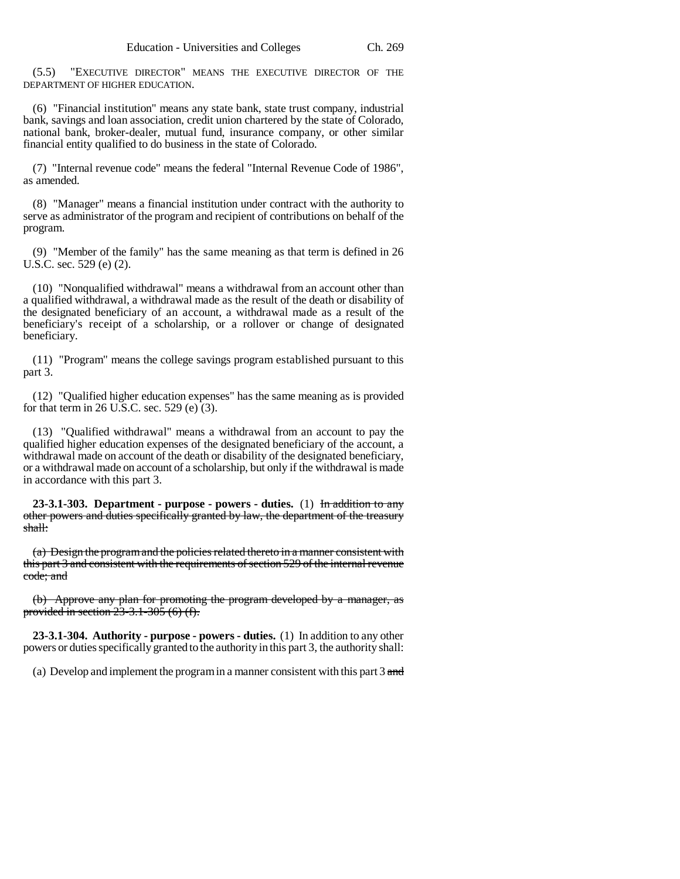(5.5) "EXECUTIVE DIRECTOR" MEANS THE EXECUTIVE DIRECTOR OF THE DEPARTMENT OF HIGHER EDUCATION.

(6) "Financial institution" means any state bank, state trust company, industrial bank, savings and loan association, credit union chartered by the state of Colorado, national bank, broker-dealer, mutual fund, insurance company, or other similar financial entity qualified to do business in the state of Colorado.

(7) "Internal revenue code" means the federal "Internal Revenue Code of 1986", as amended.

(8) "Manager" means a financial institution under contract with the authority to serve as administrator of the program and recipient of contributions on behalf of the program.

(9) "Member of the family" has the same meaning as that term is defined in 26 U.S.C. sec. 529 (e) (2).

(10) "Nonqualified withdrawal" means a withdrawal from an account other than a qualified withdrawal, a withdrawal made as the result of the death or disability of the designated beneficiary of an account, a withdrawal made as a result of the beneficiary's receipt of a scholarship, or a rollover or change of designated beneficiary.

(11) "Program" means the college savings program established pursuant to this part 3.

(12) "Qualified higher education expenses" has the same meaning as is provided for that term in 26 U.S.C. sec. 529 (e) (3).

(13) "Qualified withdrawal" means a withdrawal from an account to pay the qualified higher education expenses of the designated beneficiary of the account, a withdrawal made on account of the death or disability of the designated beneficiary, or a withdrawal made on account of a scholarship, but only if the withdrawal is made in accordance with this part 3.

**23-3.1-303. Department - purpose - powers - duties.** (1) ~~In addition to any other powers and duties specifically granted by law, the department of the treasury shall:~~

~~(a) Design the program and the policies related thereto in a manner consistent with this part 3 and consistent with the requirements of section 529 of the internal revenue code; and~~

~~(b) Approve any plan for promoting the program developed by a manager, as provided in section 23-3.1-305 (6) (f).~~

**23-3.1-304. Authority - purpose - powers - duties.** (1) In addition to any other powers or duties specifically granted to the authority in this part 3, the authority shall:

(a) Develop and implement the program in a manner consistent with this part 3 ~~and~~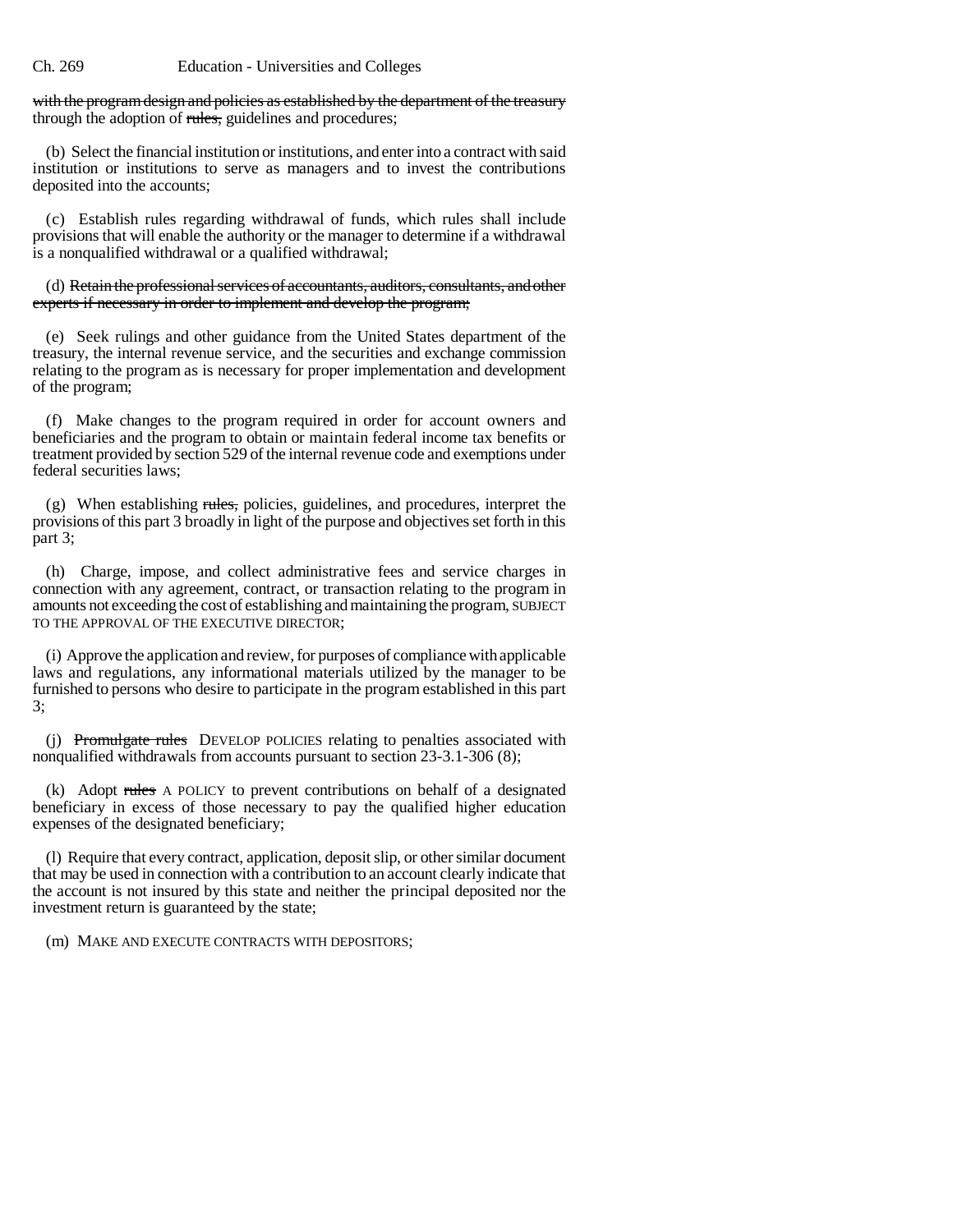with the program design and policies as established by the department of the treasury through the adoption of ~~rules,~~ guidelines and procedures;

(b) Select the financial institution or institutions, and enter into a contract with said institution or institutions to serve as managers and to invest the contributions deposited into the accounts;

(c) Establish rules regarding withdrawal of funds, which rules shall include provisions that will enable the authority or the manager to determine if a withdrawal is a nonqualified withdrawal or a qualified withdrawal;

(d) ~~Retain the professional services of accountants, auditors, consultants, and other experts if necessary in order to implement and develop the program;~~

(e) Seek rulings and other guidance from the United States department of the treasury, the internal revenue service, and the securities and exchange commission relating to the program as is necessary for proper implementation and development of the program;

(f) Make changes to the program required in order for account owners and beneficiaries and the program to obtain or maintain federal income tax benefits or treatment provided by section 529 of the internal revenue code and exemptions under federal securities laws;

(g) When establishing ~~rules,~~ policies, guidelines, and procedures, interpret the provisions of this part 3 broadly in light of the purpose and objectives set forth in this part 3;

(h) Charge, impose, and collect administrative fees and service charges in connection with any agreement, contract, or transaction relating to the program in amounts not exceeding the cost of establishing and maintaining the program, SUBJECT TO THE APPROVAL OF THE EXECUTIVE DIRECTOR;

(i) Approve the application and review, for purposes of compliance with applicable laws and regulations, any informational materials utilized by the manager to be furnished to persons who desire to participate in the program established in this part 3;

(j) ~~Promulgate rules~~ DEVELOP POLICIES relating to penalties associated with nonqualified withdrawals from accounts pursuant to section 23-3.1-306 (8);

(k) Adopt ~~rules~~ A POLICY to prevent contributions on behalf of a designated beneficiary in excess of those necessary to pay the qualified higher education expenses of the designated beneficiary;

(l) Require that every contract, application, deposit slip, or other similar document that may be used in connection with a contribution to an account clearly indicate that the account is not insured by this state and neither the principal deposited nor the investment return is guaranteed by the state;

(m) MAKE AND EXECUTE CONTRACTS WITH DEPOSITORS;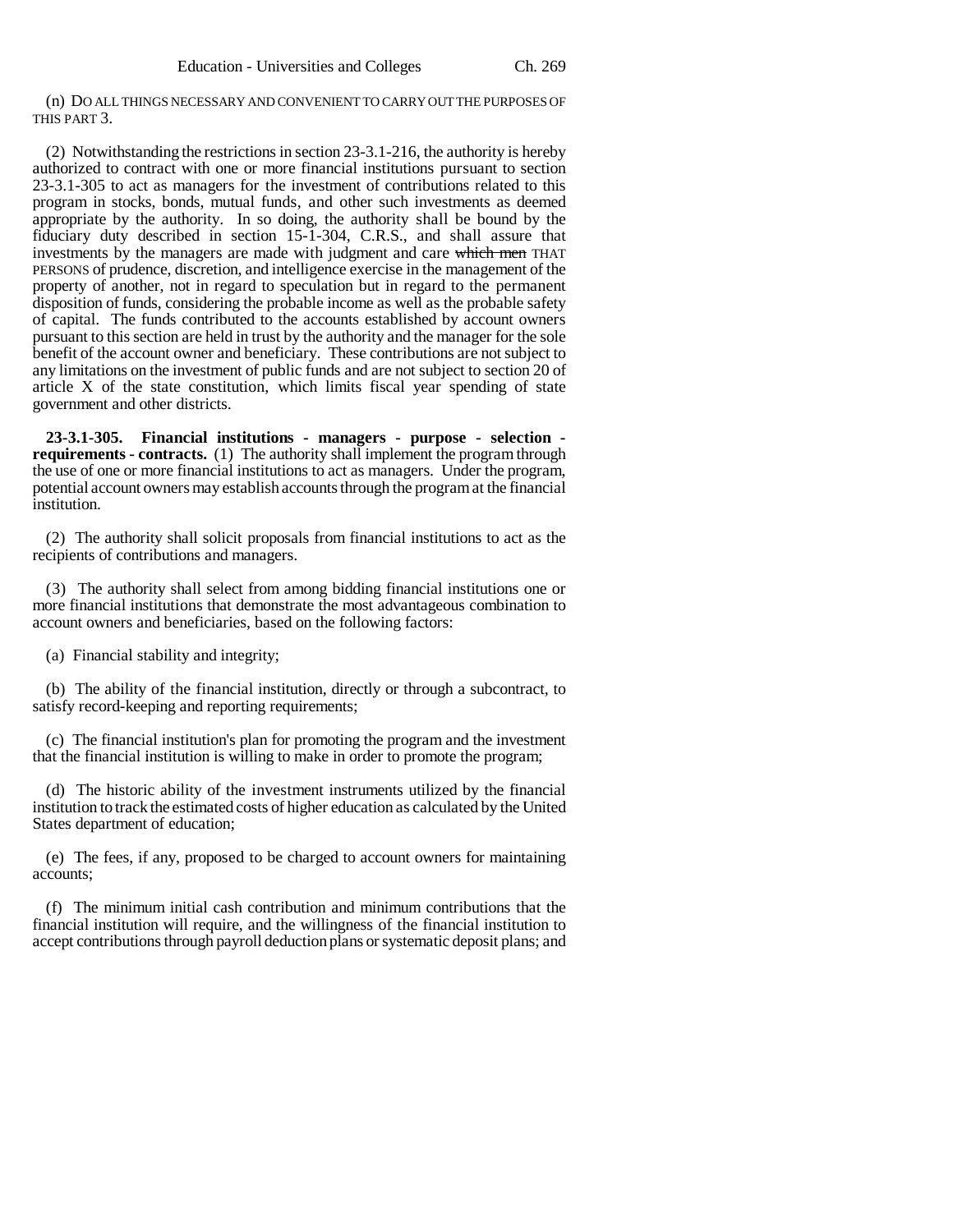(n) DO ALL THINGS NECESSARY AND CONVENIENT TO CARRY OUT THE PURPOSES OF THIS PART 3.

(2) Notwithstanding the restrictions in section 23-3.1-216, the authority is hereby authorized to contract with one or more financial institutions pursuant to section 23-3.1-305 to act as managers for the investment of contributions related to this program in stocks, bonds, mutual funds, and other such investments as deemed appropriate by the authority. In so doing, the authority shall be bound by the fiduciary duty described in section 15-1-304, C.R.S., and shall assure that investments by the managers are made with judgment and care ~~which men~~ THAT PERSONS of prudence, discretion, and intelligence exercise in the management of the property of another, not in regard to speculation but in regard to the permanent disposition of funds, considering the probable income as well as the probable safety of capital. The funds contributed to the accounts established by account owners pursuant to this section are held in trust by the authority and the manager for the sole benefit of the account owner and beneficiary. These contributions are not subject to any limitations on the investment of public funds and are not subject to section 20 of article X of the state constitution, which limits fiscal year spending of state government and other districts.

**23-3.1-305. Financial institutions - managers - purpose - selection - requirements - contracts.** (1) The authority shall implement the program through the use of one or more financial institutions to act as managers. Under the program, potential account owners may establish accounts through the program at the financial institution.

(2) The authority shall solicit proposals from financial institutions to act as the recipients of contributions and managers.

(3) The authority shall select from among bidding financial institutions one or more financial institutions that demonstrate the most advantageous combination to account owners and beneficiaries, based on the following factors:

(a) Financial stability and integrity;

(b) The ability of the financial institution, directly or through a subcontract, to satisfy record-keeping and reporting requirements;

(c) The financial institution's plan for promoting the program and the investment that the financial institution is willing to make in order to promote the program;

(d) The historic ability of the investment instruments utilized by the financial institution to track the estimated costs of higher education as calculated by the United States department of education;

(e) The fees, if any, proposed to be charged to account owners for maintaining accounts;

(f) The minimum initial cash contribution and minimum contributions that the financial institution will require, and the willingness of the financial institution to accept contributions through payroll deduction plans or systematic deposit plans; and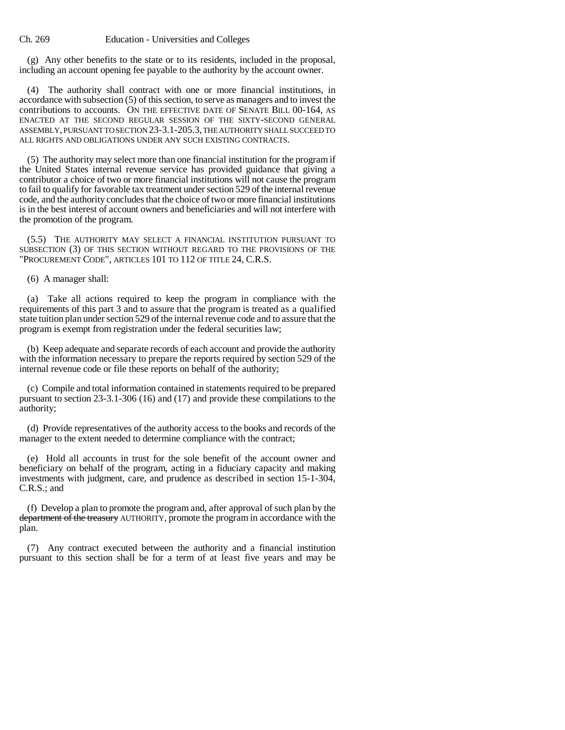(g) Any other benefits to the state or to its residents, included in the proposal, including an account opening fee payable to the authority by the account owner.

(4) The authority shall contract with one or more financial institutions, in accordance with subsection (5) of this section, to serve as managers and to invest the contributions to accounts. ON THE EFFECTIVE DATE OF SENATE BILL 00-164, AS ENACTED AT THE SECOND REGULAR SESSION OF THE SIXTY-SECOND GENERAL ASSEMBLY, PURSUANT TO SECTION 23-3.1-205.3, THE AUTHORITY SHALL SUCCEED TO ALL RIGHTS AND OBLIGATIONS UNDER ANY SUCH EXISTING CONTRACTS.

(5) The authority may select more than one financial institution for the program if the United States internal revenue service has provided guidance that giving a contributor a choice of two or more financial institutions will not cause the program to fail to qualify for favorable tax treatment under section 529 of the internal revenue code, and the authority concludes that the choice of two or more financial institutions is in the best interest of account owners and beneficiaries and will not interfere with the promotion of the program.

(5.5) THE AUTHORITY MAY SELECT A FINANCIAL INSTITUTION PURSUANT TO SUBSECTION (3) OF THIS SECTION WITHOUT REGARD TO THE PROVISIONS OF THE "PROCUREMENT CODE", ARTICLES 101 TO 112 OF TITLE 24, C.R.S.

(6) A manager shall:

(a) Take all actions required to keep the program in compliance with the requirements of this part 3 and to assure that the program is treated as a qualified state tuition plan under section 529 of the internal revenue code and to assure that the program is exempt from registration under the federal securities law;

(b) Keep adequate and separate records of each account and provide the authority with the information necessary to prepare the reports required by section 529 of the internal revenue code or file these reports on behalf of the authority;

(c) Compile and total information contained in statements required to be prepared pursuant to section 23-3.1-306 (16) and (17) and provide these compilations to the authority;

(d) Provide representatives of the authority access to the books and records of the manager to the extent needed to determine compliance with the contract;

(e) Hold all accounts in trust for the sole benefit of the account owner and beneficiary on behalf of the program, acting in a fiduciary capacity and making investments with judgment, care, and prudence as described in section 15-1-304, C.R.S.; and

(f) Develop a plan to promote the program and, after approval of such plan by the ~~department of the treasury~~ AUTHORITY, promote the program in accordance with the plan.

(7) Any contract executed between the authority and a financial institution pursuant to this section shall be for a term of at least five years and may be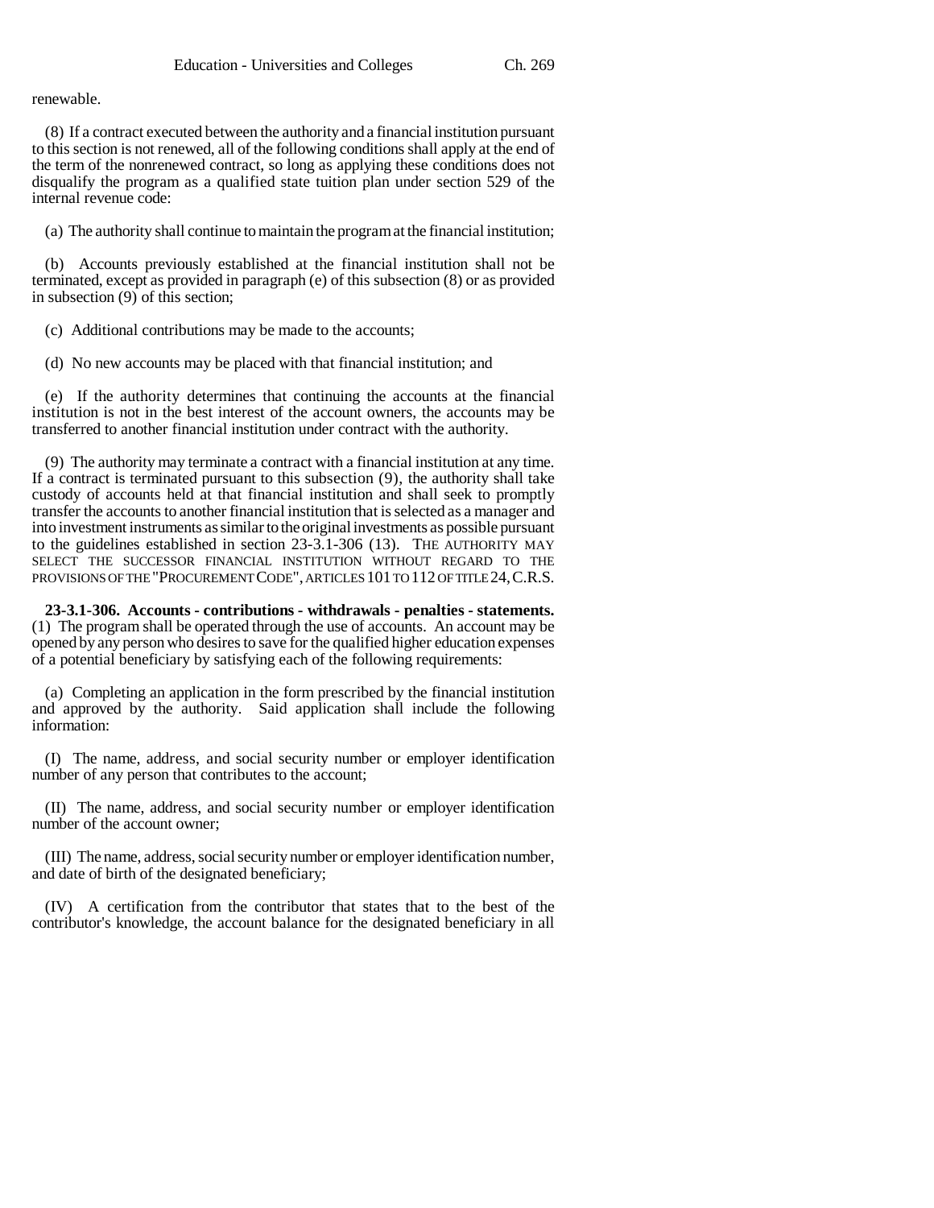renewable.

(8) If a contract executed between the authority and a financial institution pursuant to this section is not renewed, all of the following conditions shall apply at the end of the term of the nonrenewed contract, so long as applying these conditions does not disqualify the program as a qualified state tuition plan under section 529 of the internal revenue code:

(a) The authority shall continue to maintain the program at the financial institution;

(b) Accounts previously established at the financial institution shall not be terminated, except as provided in paragraph (e) of this subsection (8) or as provided in subsection (9) of this section;

(c) Additional contributions may be made to the accounts;

(d) No new accounts may be placed with that financial institution; and

(e) If the authority determines that continuing the accounts at the financial institution is not in the best interest of the account owners, the accounts may be transferred to another financial institution under contract with the authority.

(9) The authority may terminate a contract with a financial institution at any time. If a contract is terminated pursuant to this subsection (9), the authority shall take custody of accounts held at that financial institution and shall seek to promptly transfer the accounts to another financial institution that is selected as a manager and into investment instruments as similar to the original investments as possible pursuant to the guidelines established in section 23-3.1-306 (13). THE AUTHORITY MAY SELECT THE SUCCESSOR FINANCIAL INSTITUTION WITHOUT REGARD TO THE PROVISIONS OF THE "PROCUREMENT CODE", ARTICLES 101 TO 112 OF TITLE 24, C.R.S.

**23-3.1-306. Accounts - contributions - withdrawals - penalties - statements.** (1) The program shall be operated through the use of accounts. An account may be opened by any person who desires to save for the qualified higher education expenses of a potential beneficiary by satisfying each of the following requirements:

(a) Completing an application in the form prescribed by the financial institution and approved by the authority. Said application shall include the following information:

(I) The name, address, and social security number or employer identification number of any person that contributes to the account;

(II) The name, address, and social security number or employer identification number of the account owner;

(III) The name, address, social security number or employer identification number, and date of birth of the designated beneficiary;

(IV) A certification from the contributor that states that to the best of the contributor's knowledge, the account balance for the designated beneficiary in all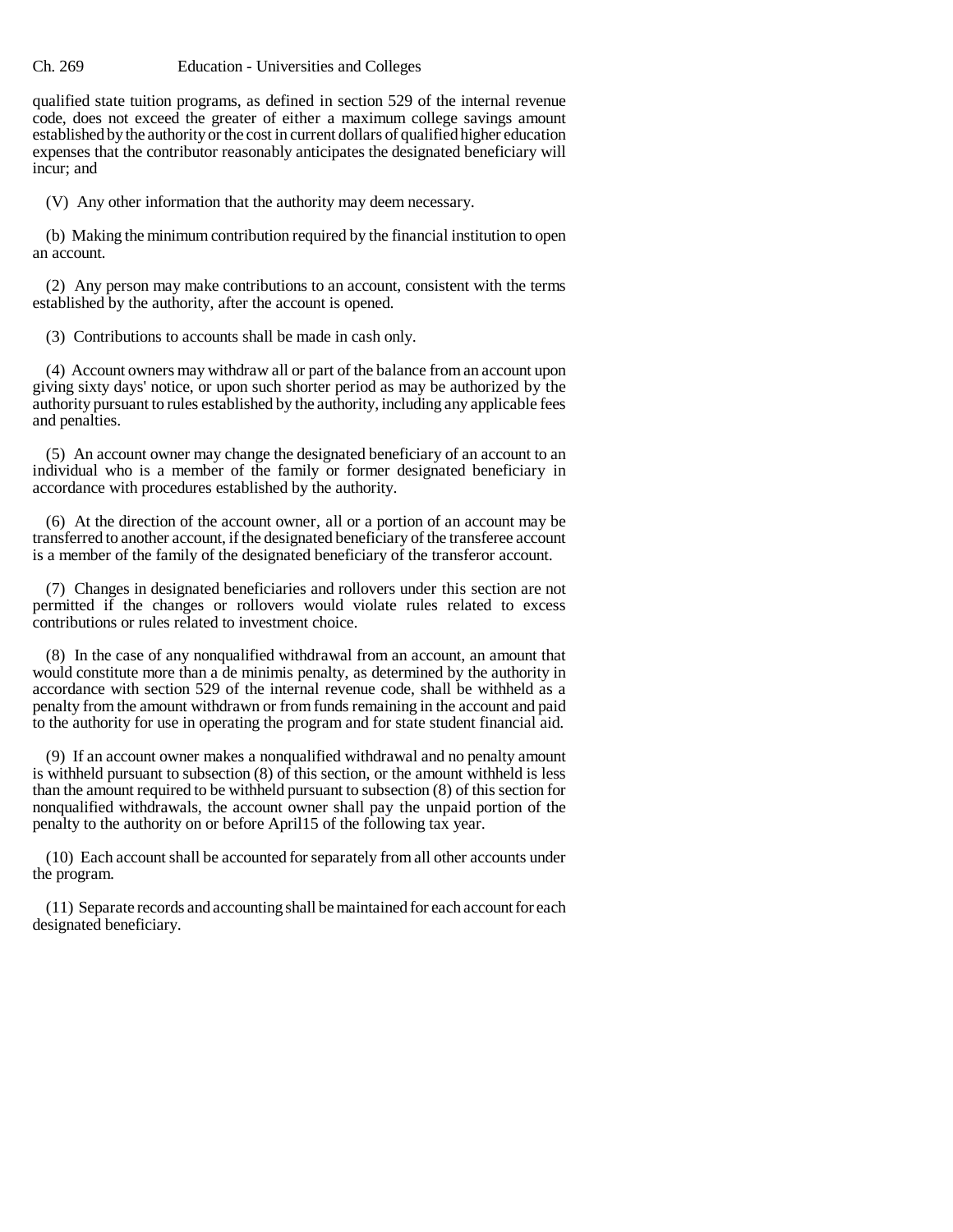qualified state tuition programs, as defined in section 529 of the internal revenue code, does not exceed the greater of either a maximum college savings amount established by the authority or the cost in current dollars of qualified higher education expenses that the contributor reasonably anticipates the designated beneficiary will incur; and

(V) Any other information that the authority may deem necessary.

(b) Making the minimum contribution required by the financial institution to open an account.

(2) Any person may make contributions to an account, consistent with the terms established by the authority, after the account is opened.

(3) Contributions to accounts shall be made in cash only.

(4) Account owners may withdraw all or part of the balance from an account upon giving sixty days' notice, or upon such shorter period as may be authorized by the authority pursuant to rules established by the authority, including any applicable fees and penalties.

(5) An account owner may change the designated beneficiary of an account to an individual who is a member of the family or former designated beneficiary in accordance with procedures established by the authority.

(6) At the direction of the account owner, all or a portion of an account may be transferred to another account, if the designated beneficiary of the transferee account is a member of the family of the designated beneficiary of the transferor account.

(7) Changes in designated beneficiaries and rollovers under this section are not permitted if the changes or rollovers would violate rules related to excess contributions or rules related to investment choice.

(8) In the case of any nonqualified withdrawal from an account, an amount that would constitute more than a de minimis penalty, as determined by the authority in accordance with section 529 of the internal revenue code, shall be withheld as a penalty from the amount withdrawn or from funds remaining in the account and paid to the authority for use in operating the program and for state student financial aid.

(9) If an account owner makes a nonqualified withdrawal and no penalty amount is withheld pursuant to subsection (8) of this section, or the amount withheld is less than the amount required to be withheld pursuant to subsection (8) of this section for nonqualified withdrawals, the account owner shall pay the unpaid portion of the penalty to the authority on or before April15 of the following tax year.

(10) Each account shall be accounted for separately from all other accounts under the program.

(11) Separate records and accounting shall be maintained for each account for each designated beneficiary.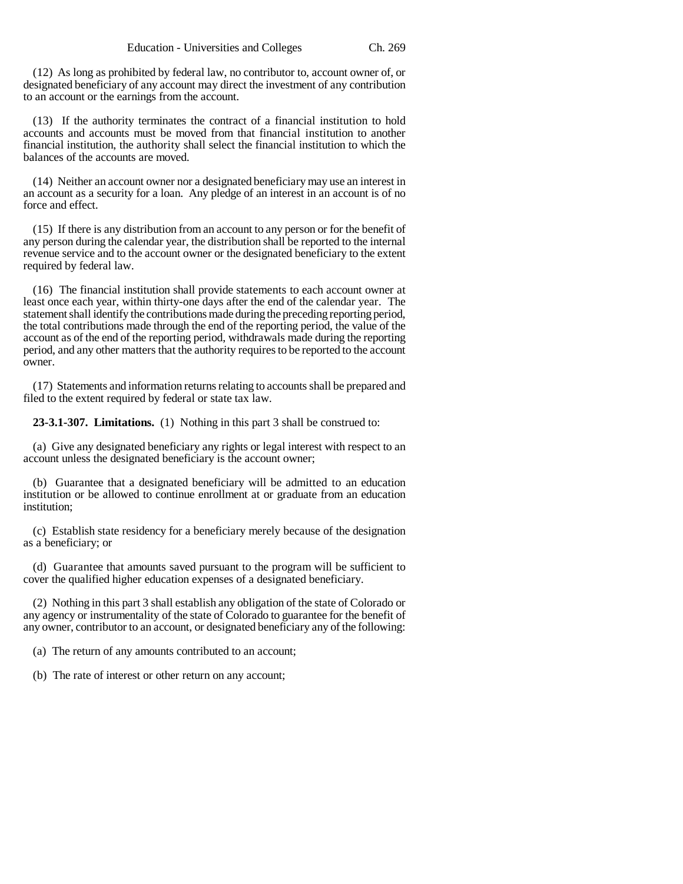(12) As long as prohibited by federal law, no contributor to, account owner of, or designated beneficiary of any account may direct the investment of any contribution to an account or the earnings from the account.

(13) If the authority terminates the contract of a financial institution to hold accounts and accounts must be moved from that financial institution to another financial institution, the authority shall select the financial institution to which the balances of the accounts are moved.

(14) Neither an account owner nor a designated beneficiary may use an interest in an account as a security for a loan. Any pledge of an interest in an account is of no force and effect.

(15) If there is any distribution from an account to any person or for the benefit of any person during the calendar year, the distribution shall be reported to the internal revenue service and to the account owner or the designated beneficiary to the extent required by federal law.

(16) The financial institution shall provide statements to each account owner at least once each year, within thirty-one days after the end of the calendar year. The statement shall identify the contributions made during the preceding reporting period, the total contributions made through the end of the reporting period, the value of the account as of the end of the reporting period, withdrawals made during the reporting period, and any other matters that the authority requires to be reported to the account owner.

(17) Statements and information returns relating to accounts shall be prepared and filed to the extent required by federal or state tax law.

**23-3.1-307. Limitations.** (1) Nothing in this part 3 shall be construed to:

(a) Give any designated beneficiary any rights or legal interest with respect to an account unless the designated beneficiary is the account owner;

(b) Guarantee that a designated beneficiary will be admitted to an education institution or be allowed to continue enrollment at or graduate from an education institution;

(c) Establish state residency for a beneficiary merely because of the designation as a beneficiary; or

(d) Guarantee that amounts saved pursuant to the program will be sufficient to cover the qualified higher education expenses of a designated beneficiary.

(2) Nothing in this part 3 shall establish any obligation of the state of Colorado or any agency or instrumentality of the state of Colorado to guarantee for the benefit of any owner, contributor to an account, or designated beneficiary any of the following:

(a) The return of any amounts contributed to an account;

(b) The rate of interest or other return on any account;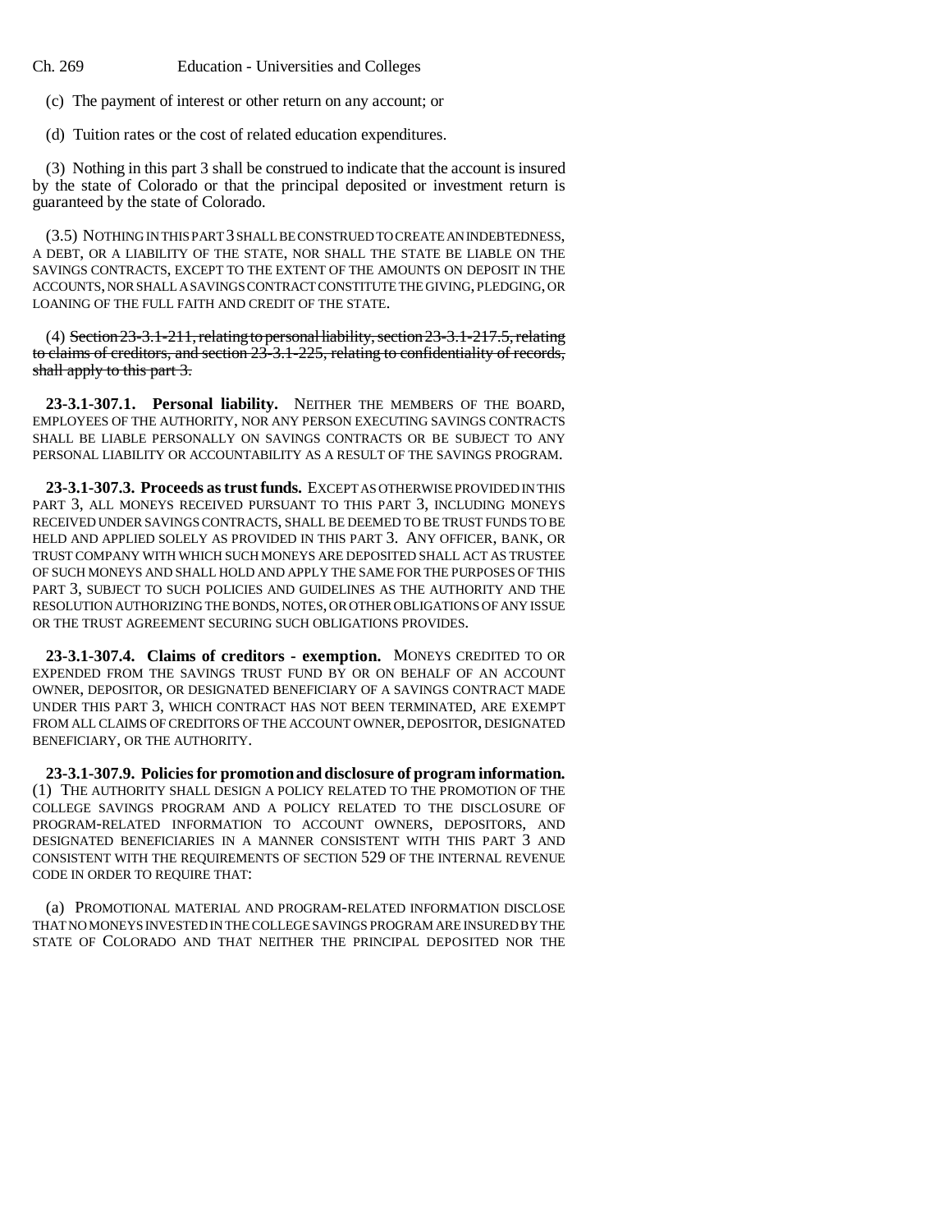(c) The payment of interest or other return on any account; or

(d) Tuition rates or the cost of related education expenditures.

(3) Nothing in this part 3 shall be construed to indicate that the account is insured by the state of Colorado or that the principal deposited or investment return is guaranteed by the state of Colorado.

(3.5) NOTHING IN THIS PART 3 SHALL BE CONSTRUED TO CREATE AN INDEBTEDNESS, A DEBT, OR A LIABILITY OF THE STATE, NOR SHALL THE STATE BE LIABLE ON THE SAVINGS CONTRACTS, EXCEPT TO THE EXTENT OF THE AMOUNTS ON DEPOSIT IN THE ACCOUNTS, NOR SHALL A SAVINGS CONTRACT CONSTITUTE THE GIVING, PLEDGING, OR LOANING OF THE FULL FAITH AND CREDIT OF THE STATE.

(4) ~~Section 23-3.1-211, relating to personal liability, section 23-3.1-217.5, relating to claims of creditors, and section 23-3.1-225, relating to confidentiality of records, shall apply to this part 3.~~

**23-3.1-307.1. Personal liability.** NEITHER THE MEMBERS OF THE BOARD, EMPLOYEES OF THE AUTHORITY, NOR ANY PERSON EXECUTING SAVINGS CONTRACTS SHALL BE LIABLE PERSONALLY ON SAVINGS CONTRACTS OR BE SUBJECT TO ANY PERSONAL LIABILITY OR ACCOUNTABILITY AS A RESULT OF THE SAVINGS PROGRAM.

**23-3.1-307.3. Proceeds as trust funds.** EXCEPT AS OTHERWISE PROVIDED IN THIS PART 3, ALL MONEYS RECEIVED PURSUANT TO THIS PART 3, INCLUDING MONEYS RECEIVED UNDER SAVINGS CONTRACTS, SHALL BE DEEMED TO BE TRUST FUNDS TO BE HELD AND APPLIED SOLELY AS PROVIDED IN THIS PART 3. ANY OFFICER, BANK, OR TRUST COMPANY WITH WHICH SUCH MONEYS ARE DEPOSITED SHALL ACT AS TRUSTEE OF SUCH MONEYS AND SHALL HOLD AND APPLY THE SAME FOR THE PURPOSES OF THIS PART 3, SUBJECT TO SUCH POLICIES AND GUIDELINES AS THE AUTHORITY AND THE RESOLUTION AUTHORIZING THE BONDS, NOTES, OR OTHER OBLIGATIONS OF ANY ISSUE OR THE TRUST AGREEMENT SECURING SUCH OBLIGATIONS PROVIDES.

**23-3.1-307.4. Claims of creditors - exemption.** MONEYS CREDITED TO OR EXPENDED FROM THE SAVINGS TRUST FUND BY OR ON BEHALF OF AN ACCOUNT OWNER, DEPOSITOR, OR DESIGNATED BENEFICIARY OF A SAVINGS CONTRACT MADE UNDER THIS PART 3, WHICH CONTRACT HAS NOT BEEN TERMINATED, ARE EXEMPT FROM ALL CLAIMS OF CREDITORS OF THE ACCOUNT OWNER, DEPOSITOR, DESIGNATED BENEFICIARY, OR THE AUTHORITY.

**23-3.1-307.9. Policies for promotion and disclosure of program information.** (1) THE AUTHORITY SHALL DESIGN A POLICY RELATED TO THE PROMOTION OF THE COLLEGE SAVINGS PROGRAM AND A POLICY RELATED TO THE DISCLOSURE OF PROGRAM-RELATED INFORMATION TO ACCOUNT OWNERS, DEPOSITORS, AND DESIGNATED BENEFICIARIES IN A MANNER CONSISTENT WITH THIS PART 3 AND CONSISTENT WITH THE REQUIREMENTS OF SECTION 529 OF THE INTERNAL REVENUE CODE IN ORDER TO REQUIRE THAT:

(a) PROMOTIONAL MATERIAL AND PROGRAM-RELATED INFORMATION DISCLOSE THAT NO MONEYS INVESTED IN THE COLLEGE SAVINGS PROGRAM ARE INSURED BY THE STATE OF COLORADO AND THAT NEITHER THE PRINCIPAL DEPOSITED NOR THE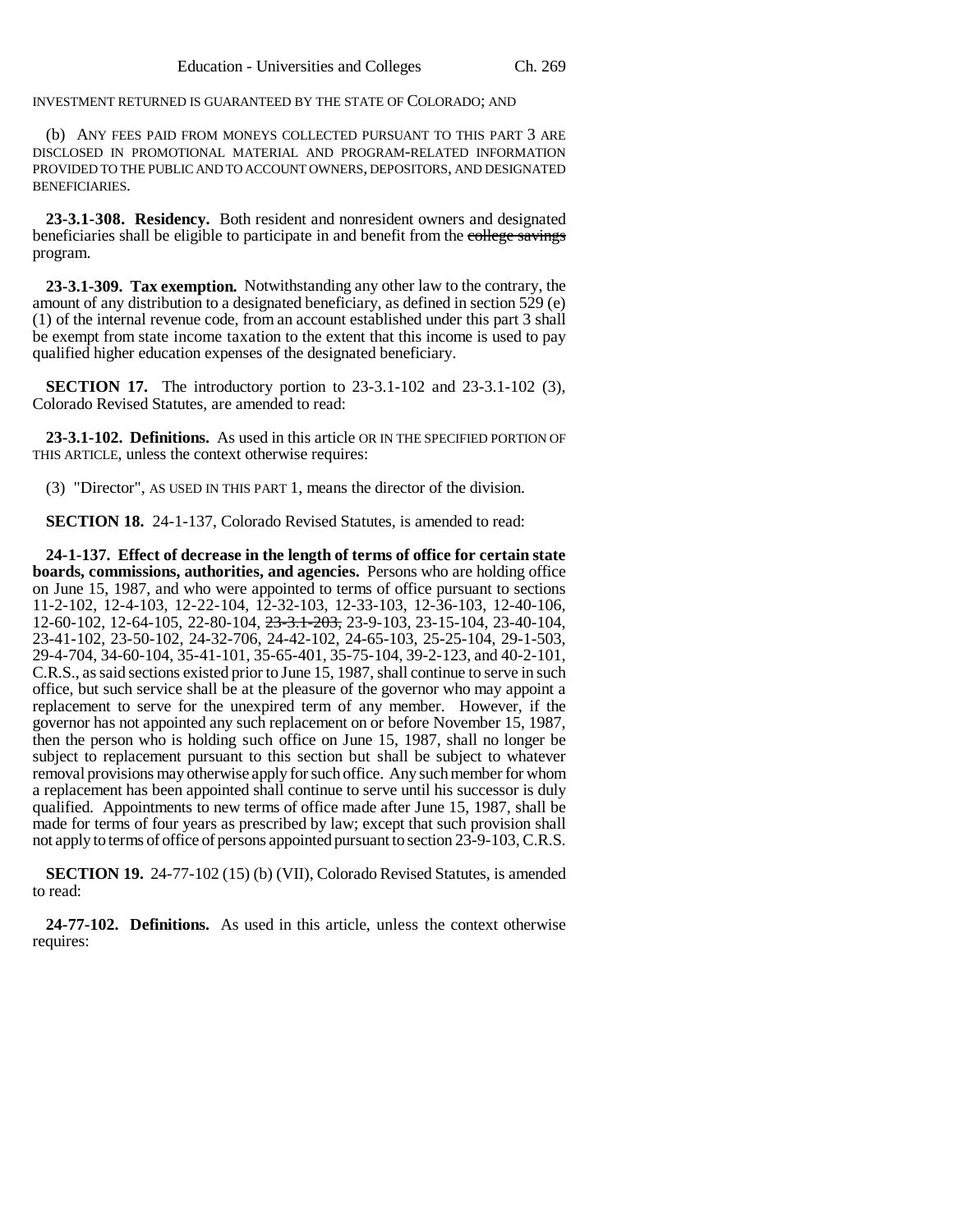INVESTMENT RETURNED IS GUARANTEED BY THE STATE OF COLORADO; AND

(b) ANY FEES PAID FROM MONEYS COLLECTED PURSUANT TO THIS PART 3 ARE DISCLOSED IN PROMOTIONAL MATERIAL AND PROGRAM-RELATED INFORMATION PROVIDED TO THE PUBLIC AND TO ACCOUNT OWNERS, DEPOSITORS, AND DESIGNATED BENEFICIARIES.

**23-3.1-308. Residency.** Both resident and nonresident owners and designated beneficiaries shall be eligible to participate in and benefit from the ~~college savings~~ program.

**23-3.1-309. Tax exemption.** Notwithstanding any other law to the contrary, the amount of any distribution to a designated beneficiary, as defined in section 529 (e) (1) of the internal revenue code, from an account established under this part 3 shall be exempt from state income taxation to the extent that this income is used to pay qualified higher education expenses of the designated beneficiary.

**SECTION 17.** The introductory portion to 23-3.1-102 and 23-3.1-102 (3), Colorado Revised Statutes, are amended to read:

**23-3.1-102. Definitions.** As used in this article OR IN THE SPECIFIED PORTION OF THIS ARTICLE, unless the context otherwise requires:

(3) "Director", AS USED IN THIS PART 1, means the director of the division.

**SECTION 18.** 24-1-137, Colorado Revised Statutes, is amended to read:

**24-1-137. Effect of decrease in the length of terms of office for certain state boards, commissions, authorities, and agencies.** Persons who are holding office on June 15, 1987, and who were appointed to terms of office pursuant to sections 11-2-102, 12-4-103, 12-22-104, 12-32-103, 12-33-103, 12-36-103, 12-40-106, 12-60-102, 12-64-105, 22-80-104, ~~23-3.1-203,~~ 23-9-103, 23-15-104, 23-40-104, 23-41-102, 23-50-102, 24-32-706, 24-42-102, 24-65-103, 25-25-104, 29-1-503, 29-4-704, 34-60-104, 35-41-101, 35-65-401, 35-75-104, 39-2-123, and 40-2-101, C.R.S., as said sections existed prior to June 15, 1987, shall continue to serve in such office, but such service shall be at the pleasure of the governor who may appoint a replacement to serve for the unexpired term of any member. However, if the governor has not appointed any such replacement on or before November 15, 1987, then the person who is holding such office on June 15, 1987, shall no longer be subject to replacement pursuant to this section but shall be subject to whatever removal provisions may otherwise apply for such office. Any such member for whom a replacement has been appointed shall continue to serve until his successor is duly qualified. Appointments to new terms of office made after June 15, 1987, shall be made for terms of four years as prescribed by law; except that such provision shall not apply to terms of office of persons appointed pursuant to section 23-9-103, C.R.S.

**SECTION 19.** 24-77-102 (15) (b) (VII), Colorado Revised Statutes, is amended to read:

**24-77-102. Definitions.** As used in this article, unless the context otherwise requires: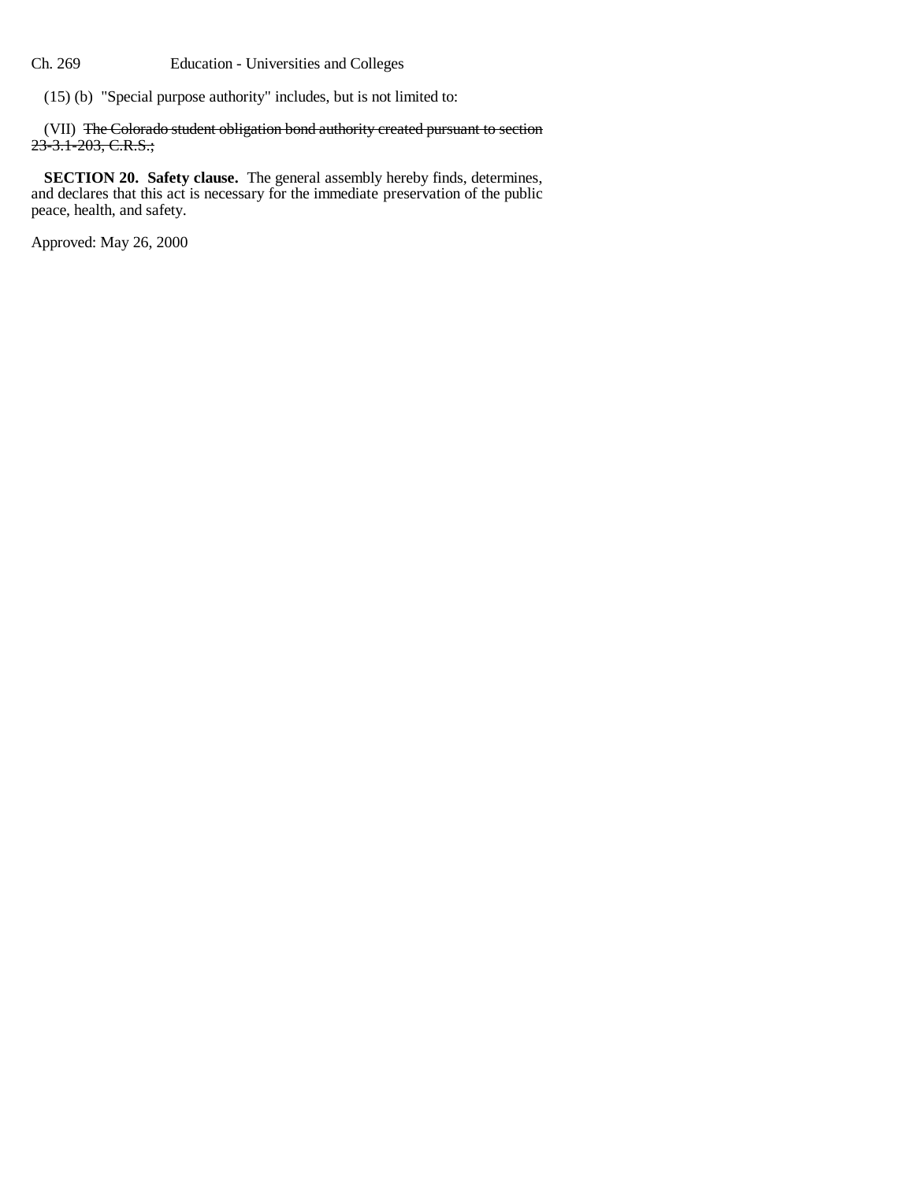(15) (b) "Special purpose authority" includes, but is not limited to:

(VII) ~~The Colorado student obligation bond authority created pursuant to section 23-3.1-203, C.R.S.;~~

**SECTION 20. Safety clause.** The general assembly hereby finds, determines, and declares that this act is necessary for the immediate preservation of the public peace, health, and safety.

Approved: May 26, 2000